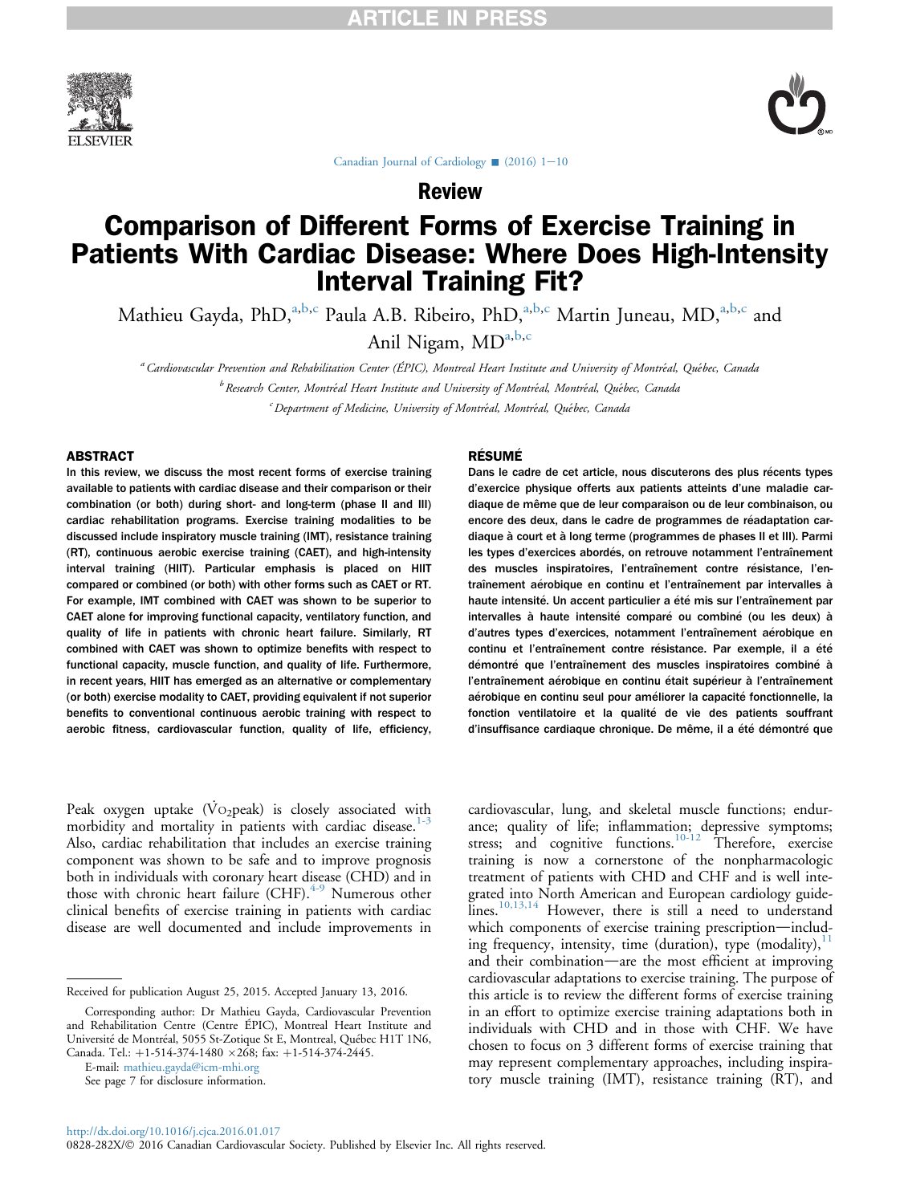## Review

# Comparison of Different Forms of Exercise Training in Patients With Cardiac Disease: Where Does High-Intensity Interval Training Fit?

Mathieu Gayda, PhD,[a,b,c] Paula A.B. Ribeiro, PhD,[a,b,c] Martin Juneau, MD,[a,b,c] and Anil Nigam, MD[a,b,c]

[a] Cardiovascular Prevention and Rehabilitation Center (ÉPIC), Montreal Heart Institute and University of Montréal, Québec, Canada

[b] Research Center, Montréal Heart Institute and University of Montréal, Montréal, Québec, Canada

[c] Department of Medicine, University of Montréal, Montréal, Québec, Canada

### ABSTRACT

In this review, we discuss the most recent forms of exercise training available to patients with cardiac disease and their comparison or their combination (or both) during short- and long-term (phase II and III) cardiac rehabilitation programs. Exercise training modalities to be discussed include inspiratory muscle training (IMT), resistance training (RT), continuous aerobic exercise training (CAET), and high-intensity interval training (HIIT). Particular emphasis is placed on HIIT compared or combined (or both) with other forms such as CAET or RT. For example, IMT combined with CAET was shown to be superior to CAET alone for improving functional capacity, ventilatory function, and quality of life in patients with chronic heart failure. Similarly, RT combined with CAET was shown to optimize benefits with respect to functional capacity, muscle function, and quality of life. Furthermore, in recent years, HIIT has emerged as an alternative or complementary (or both) exercise modality to CAET, providing equivalent if not superior benefits to conventional continuous aerobic training with respect to aerobic fitness, cardiovascular function, quality of life, efficiency,

### RÉSUMÉ

Dans le cadre de cet article, nous discuterons des plus récents types d'exercice physique offerts aux patients atteints d'une maladie cardiaque de même que de leur comparaison ou de leur combinaison, ou encore des deux, dans le cadre de programmes de réadaptation cardiaque à court et à long terme (programmes de phases II et III). Parmi les types d'exercices abordés, on retrouve notamment l'entraînement des muscles inspiratoires, l'entraînement contre résistance, l'entraînement aérobique en continu et l'entraînement par intervalles à haute intensité. Un accent particulier a été mis sur l'entraînement par intervalles à haute intensité comparé ou combiné (ou les deux) à d'autres types d'exercices, notamment l'entraînement aérobique en continu et l'entraînement contre résistance. Par exemple, il a été démontré que l'entraînement des muscles inspiratoires combiné à l'entraînement aérobique en continu était supérieur à l'entraînement aérobique en continu seul pour améliorer la capacité fonctionnelle, la fonction ventilatoire et la qualité de vie des patients souffrant d'insuffisance cardiaque chronique. De même, il a été démontré que

Peak oxygen uptake ($\dot{V}O_2$peak) is closely associated with morbidity and mortality in patients with cardiac disease.[1-3] Also, cardiac rehabilitation that includes an exercise training component was shown to be safe and to improve prognosis both in individuals with coronary heart disease (CHD) and in those with chronic heart failure (CHF).[4-9] Numerous other clinical benefits of exercise training in patients with cardiac disease are well documented and include improvements in cardiovascular, lung, and skeletal muscle functions; endurance; quality of life; inflammation; depressive symptoms; stress; and cognitive functions.[10-12] Therefore, exercise training is now a cornerstone of the nonpharmacologic treatment of patients with CHD and CHF and is well integrated into North American and European cardiology guidelines.[10,13,14] However, there is still a need to understand which components of exercise training prescription—including frequency, intensity, time (duration), type (modality),[11] and their combination—are the most efficient at improving cardiovascular adaptations to exercise training. The purpose of this article is to review the different forms of exercise training in an effort to optimize exercise training adaptations both in individuals with CHD and in those with CHF. We have chosen to focus on 3 different forms of exercise training that may represent complementary approaches, including inspiratory muscle training (IMT), resistance training (RT), and

Received for publication August 25, 2015. Accepted January 13, 2016.

Corresponding author: Dr Mathieu Gayda, Cardiovascular Prevention and Rehabilitation Centre (Centre ÉPIC), Montreal Heart Institute and Université de Montréal, 5055 St-Zotique St E, Montreal, Québec H1T 1N6, Canada. Tel.: +1-514-374-1480 ×268; fax: +1-514-374-2445.

E-mail: mathieu.gayda@icm-mhi.org

See page 7 for disclosure information.

http://dx.doi.org/10.1016/j.cjca.2016.01.017

0828-282X/© 2016 Canadian Cardiovascular Society. Published by Elsevier Inc. All rights reserved.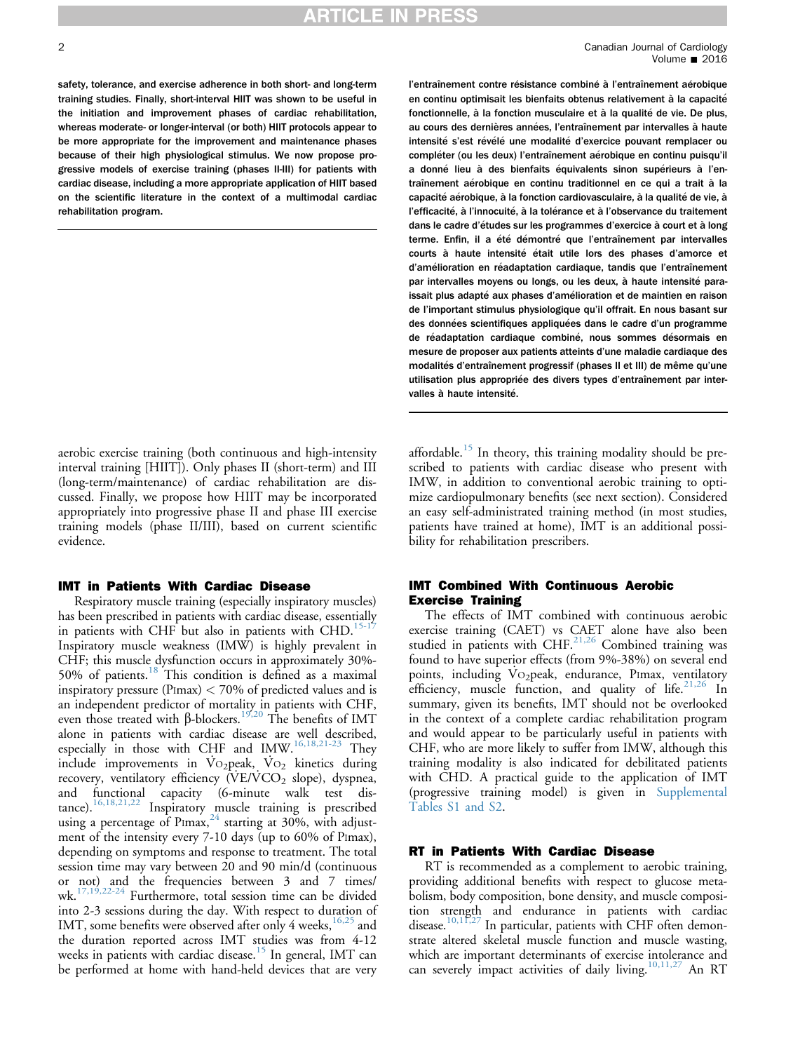**safety, tolerance, and exercise adherence in both short- and long-term training studies. Finally, short-interval HIIT was shown to be useful in the initiation and improvement phases of cardiac rehabilitation, whereas moderate- or longer-interval (or both) HIIT protocols appear to be more appropriate for the improvement and maintenance phases because of their high physiological stimulus. We now propose progressive models of exercise training (phases II-III) for patients with cardiac disease, including a more appropriate application of HIIT based on the scientific literature in the context of a multimodal cardiac rehabilitation program.**

**l'entraînement contre résistance combiné à l'entraînement aérobique en continu optimisait les bienfaits obtenus relativement à la capacité fonctionnelle, à la fonction musculaire et à la qualité de vie. De plus, au cours des dernières années, l'entraînement par intervalles à haute intensité s'est révélé une modalité d'exercice pouvant remplacer ou compléter (ou les deux) l'entraînement aérobique en continu puisqu'il a donné lieu à des bienfaits équivalents sinon supérieurs à l'entraînement aérobique en continu traditionnel en ce qui a trait à la capacité aérobique, à la fonction cardiovasculaire, à la qualité de vie, à l'efficacité, à l'innocuité, à la tolérance et à l'observance du traitement dans le cadre d'études sur les programmes d'exercice à court et à long terme. Enfin, il a été démontré que l'entraînement par intervalles courts à haute intensité était utile lors des phases d'amorce et d'amélioration en réadaptation cardiaque, tandis que l'entraînement par intervalles moyens ou longs, ou les deux, à haute intensité paraissait plus adapté aux phases d'amélioration et de maintien en raison de l'important stimulus physiologique qu'il offrait. En nous basant sur des données scientifiques appliquées dans le cadre d'un programme de réadaptation cardiaque combiné, nous sommes désormais en mesure de proposer aux patients atteints d'une maladie cardiaque des modalités d'entraînement progressif (phases II et III) de même qu'une utilisation plus appropriée des divers types d'entraînement par intervalles à haute intensité.**

aerobic exercise training (both continuous and high-intensity interval training [HIIT]). Only phases II (short-term) and III (long-term/maintenance) of cardiac rehabilitation are discussed. Finally, we propose how HIIT may be incorporated appropriately into progressive phase II and phase III exercise training models (phase II/III), based on current scientific evidence.

## IMT in Patients With Cardiac Disease

Respiratory muscle training (especially inspiratory muscles) has been prescribed in patients with cardiac disease, essentially in patients with CHF but also in patients with CHD.[15-17] Inspiratory muscle weakness (IMW) is highly prevalent in CHF; this muscle dysfunction occurs in approximately 30%-50% of patients.[18] This condition is defined as a maximal inspiratory pressure (PImax) < 70% of predicted values and is an independent predictor of mortality in patients with CHF, even those treated with β-blockers.[19,20] The benefits of IMT alone in patients with cardiac disease are well described, especially in those with CHF and IMW.[16,18,21-23] They include improvements in $\dot{V}O_2$peak, $\dot{V}O_2$ kinetics during recovery, ventilatory efficiency ($\dot{V}E/\dot{V}CO_2$ slope), dyspnea, and functional capacity (6-minute walk test distance).[16,18,21,22] Inspiratory muscle training is prescribed using a percentage of PImax,[24] starting at 30%, with adjustment of the intensity every 7-10 days (up to 60% of PImax), depending on symptoms and response to treatment. The total session time may vary between 20 and 90 min/d (continuous or not) and the frequencies between 3 and 7 times/wk.[17,19,22-24] Furthermore, total session time can be divided into 2-3 sessions during the day. With respect to duration of IMT, some benefits were observed after only 4 weeks,[16,25] and the duration reported across IMT studies was from 4-12 weeks in patients with cardiac disease.[15] In general, IMT can be performed at home with hand-held devices that are very affordable.[15] In theory, this training modality should be prescribed to patients with cardiac disease who present with IMW, in addition to conventional aerobic training to optimize cardiopulmonary benefits (see next section). Considered an easy self-administrated training method (in most studies, patients have trained at home), IMT is an additional possibility for rehabilitation prescribers.

## IMT Combined With Continuous Aerobic Exercise Training

The effects of IMT combined with continuous aerobic exercise training (CAET) vs CAET alone have also been studied in patients with CHF.[21,26] Combined training was found to have superior effects (from 9%-38%) on several end points, including $\dot{V}O_2$peak, endurance, PImax, ventilatory efficiency, muscle function, and quality of life.[21,26] In summary, given its benefits, IMT should not be overlooked in the context of a complete cardiac rehabilitation program and would appear to be particularly useful in patients with CHF, who are more likely to suffer from IMW, although this training modality is also indicated for debilitated patients with CHD. A practical guide to the application of IMT (progressive training model) is given in Supplemental Tables S1 and S2.

## RT in Patients With Cardiac Disease

RT is recommended as a complement to aerobic training, providing additional benefits with respect to glucose metabolism, body composition, bone density, and muscle composition strength and endurance in patients with cardiac disease.[10,11,27] In particular, patients with CHF often demonstrate altered skeletal muscle function and muscle wasting, which are important determinants of exercise intolerance and can severely impact activities of daily living.[10,11,27] An RT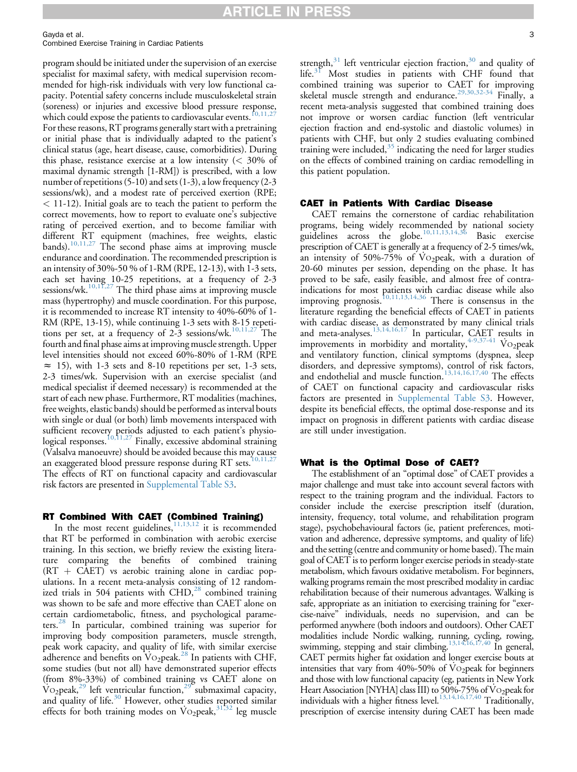program should be initiated under the supervision of an exercise specialist for maximal safety, with medical supervision recommended for high-risk individuals with very low functional capacity. Potential safety concerns include musculoskeletal strain (soreness) or injuries and excessive blood pressure response, which could expose the patients to cardiovascular events.[10,11,27] For these reasons, RT programs generally start with a pretraining or initial phase that is individually adapted to the patient's clinical status (age, heart disease, cause, comorbidities). During this phase, resistance exercise at a low intensity (< 30% of maximal dynamic strength [1-RM]) is prescribed, with a low number of repetitions (5-10) and sets (1-3), a low frequency (2-3 sessions/wk), and a modest rate of perceived exertion (RPE; < 11-12). Initial goals are to teach the patient to perform the correct movements, how to report to evaluate one's subjective rating of perceived exertion, and to become familiar with different RT equipment (machines, free weights, elastic bands).[10,11,27] The second phase aims at improving muscle endurance and coordination. The recommended prescription is an intensity of 30%-50 % of 1-RM (RPE, 12-13), with 1-3 sets, each set having 10-25 repetitions, at a frequency of 2-3 sessions/wk.[10,11,27] The third phase aims at improving muscle mass (hypertrophy) and muscle coordination. For this purpose, it is recommended to increase RT intensity to 40%-60% of 1-RM (RPE, 13-15), while continuing 1-3 sets with 8-15 repetitions per set, at a frequency of 2-3 sessions/wk.[10,11,27] The fourth and final phase aims at improving muscle strength. Upper level intensities should not exceed 60%-80% of 1-RM (RPE ≈ 15), with 1-3 sets and 8-10 repetitions per set, 1-3 sets, 2-3 times/wk. Supervision with an exercise specialist (and medical specialist if deemed necessary) is recommended at the start of each new phase. Furthermore, RT modalities (machines, free weights, elastic bands) should be performed as interval bouts with single or dual (or both) limb movements interspaced with sufficient recovery periods adjusted to each patient's physiological responses.[10,11,27] Finally, excessive abdominal straining (Valsalva manoeuvre) should be avoided because this may cause an exaggerated blood pressure response during RT sets.[10,11,27] The effects of RT on functional capacity and cardiovascular risk factors are presented in Supplemental Table S3.

## RT Combined With CAET (Combined Training)

In the most recent guidelines,[11,13,12] it is recommended that RT be performed in combination with aerobic exercise training. In this section, we briefly review the existing literature comparing the benefits of combined training (RT + CAET) vs aerobic training alone in cardiac populations. In a recent meta-analysis consisting of 12 randomized trials in 504 patients with CHD,[28] combined training was shown to be safe and more effective than CAET alone on certain cardiometabolic, fitness, and psychological parameters.[28] In particular, combined training was superior for improving body composition parameters, muscle strength, peak work capacity, and quality of life, with similar exercise adherence and benefits on $\dot{V}O_2$peak.[28] In patients with CHF, some studies (but not all) have demonstrated superior effects (from 8%-33%) of combined training vs CAET alone on $\dot{V}O_2$peak,[29] left ventricular function,[29] submaximal capacity, and quality of life.[30] However, other studies reported similar effects for both training modes on $\dot{V}O_2$peak,[31,32] leg muscle strength,[31] left ventricular ejection fraction,[30] and quality of life.[31] Most studies in patients with CHF found that combined training was superior to CAET for improving skeletal muscle strength and endurance.[29,30,32-34] Finally, a recent meta-analysis suggested that combined training does not improve or worsen cardiac function (left ventricular ejection fraction and end-systolic and diastolic volumes) in patients with CHF, but only 2 studies evaluating combined training were included,[35] indicating the need for larger studies on the effects of combined training on cardiac remodelling in this patient population.

## CAET in Patients With Cardiac Disease

CAET remains the cornerstone of cardiac rehabilitation programs, being widely recommended by national society guidelines across the globe.[10,11,13,14,36] Basic exercise prescription of CAET is generally at a frequency of 2-5 times/wk, an intensity of 50%-75% of $\dot{V}O_2$peak, with a duration of 20-60 minutes per session, depending on the phase. It has proved to be safe, easily feasible, and almost free of contraindications for most patients with cardiac disease while also improving prognosis.[10,11,13,14,36] There is consensus in the literature regarding the beneficial effects of CAET in patients with cardiac disease, as demonstrated by many clinical trials and meta-analyses.[13,14,16,17] In particular, CAET results in improvements in morbidity and mortality,[4-9,37-41] $\dot{V}O_2$peak and ventilatory function, clinical symptoms (dyspnea, sleep disorders, and depressive symptoms), control of risk factors, and endothelial and muscle function.[13,14,16,17,40] The effects of CAET on functional capacity and cardiovascular risks factors are presented in Supplemental Table S3. However, despite its beneficial effects, the optimal dose-response and its impact on prognosis in different patients with cardiac disease are still under investigation.

## What is the Optimal Dose of CAET?

The establishment of an "optimal dose" of CAET provides a major challenge and must take into account several factors with respect to the training program and the individual. Factors to consider include the exercise prescription itself (duration, intensity, frequency, total volume, and rehabilitation program stage), psychobehavioural factors (ie, patient preferences, motivation and adherence, depressive symptoms, and quality of life) and the setting (centre and community or home based). The main goal of CAET is to perform longer exercise periods in steady-state metabolism, which favours oxidative metabolism. For beginners, walking programs remain the most prescribed modality in cardiac rehabilitation because of their numerous advantages. Walking is safe, appropriate as an initiation to exercising training for "exercise-naive" individuals, needs no supervision, and can be performed anywhere (both indoors and outdoors). Other CAET modalities include Nordic walking, running, cycling, rowing, swimming, stepping and stair climbing.[13,14,16,17,40] In general, CAET permits higher fat oxidation and longer exercise bouts at intensities that vary from 40%-50% of $\dot{V}O_2$peak for beginners and those with low functional capacity (eg, patients in New York Heart Association [NYHA] class III) to 50%-75% of $\dot{V}O_2$peak for individuals with a higher fitness level.[13,14,16,17,40] Traditionally, prescription of exercise intensity during CAET has been made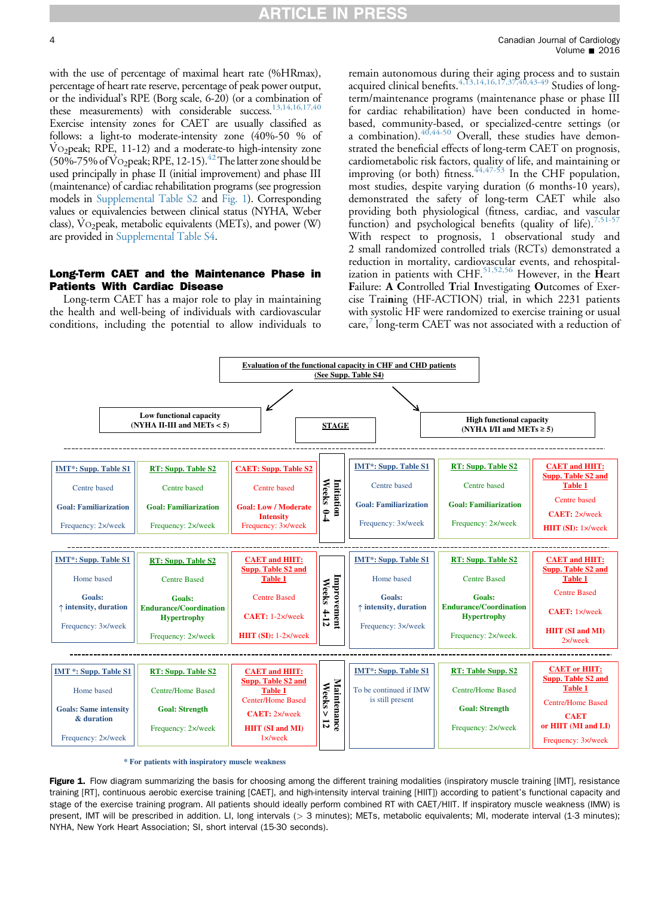with the use of percentage of maximal heart rate (%HRmax), percentage of heart rate reserve, percentage of peak power output, or the individual's RPE (Borg scale, 6-20) (or a combination of these measurements) with considerable success.[13,14,16,17,40] Exercise intensity zones for CAET are usually classified as follows: a light-to moderate-intensity zone (40%-50 % of $\dot{V}O_2$peak; RPE, 11-12) and a moderate-to high-intensity zone (50%-75% of $\dot{V}O_2$peak; RPE, 12-15).[42] The latter zone should be used principally in phase II (initial improvement) and phase III (maintenance) of cardiac rehabilitation programs (see progression models in Supplemental Table S2 and Fig. 1). Corresponding values or equivalencies between clinical status (NYHA, Weber class), $\dot{V}O_2$peak, metabolic equivalents (METs), and power (W) are provided in Supplemental Table S4.

## Long-Term CAET and the Maintenance Phase in Patients With Cardiac Disease

Long-term CAET has a major role to play in maintaining the health and well-being of individuals with cardiovascular conditions, including the potential to allow individuals to remain autonomous during their aging process and to sustain acquired clinical benefits.[4,13,14,16,17,37,40,43-49] Studies of long-term/maintenance programs (maintenance phase or phase III for cardiac rehabilitation) have been conducted in home-based, community-based, or specialized-centre settings (or a combination).[40,44-50] Overall, these studies have demonstrated the beneficial effects of long-term CAET on prognosis, cardiometabolic risk factors, quality of life, and maintaining or improving (or both) fitness.[44,47-53] In the CHF population, most studies, despite varying duration (6 months-10 years), demonstrated the safety of long-term CAET while also providing both physiological (fitness, cardiac, and vascular function) and psychological benefits (quality of life).[7,51-57] With respect to prognosis, 1 observational study and 2 small randomized controlled trials (RCTs) demonstrated a reduction in mortality, cardiovascular events, and rehospitalization in patients with CHF.[51,52,56] However, in the **H**eart Failure: **A** **C**ontrolled **T**rial **I**nvestigating **O**utcomes of Exercise Trai**n**ing (HF-ACTION) trial, in which 2231 patients with systolic HF were randomized to exercise training or usual care,[7] long-term CAET was not associated with a reduction of

**Evaluation of the functional capacity in CHF and CHD patients (See Supp. Table S4)**

| Low functional capacity (NYHA II-III and METs < 5) | | | STAGE | High functional capacity (NYHA I/II and METs ≥ 5) | | |
|---|---|---|---|---|---|---|
| **IMT*: Supp. Table S1**<br>Centre based<br>**Goal: Familiarization**<br>Frequency: 2×/week | **RT: Supp. Table S2**<br>Centre based<br>**Goal: Familiarization**<br>Frequency: 2×/week | **CAET: Supp. Table S2**<br>Centre based<br>**Goal: Low / Moderate Intensity**<br>Frequency: 3×/week | **Initiation Weeks 0-4** | **IMT*: Supp. Table S1**<br>Centre based<br>**Goal: Familiarization**<br>Frequency: 3×/week | **RT: Supp. Table S2**<br>Centre based<br>**Goal: Familiarization**<br>Frequency: 2×/week | **CAET and HIIT: Supp. Table S2 and Table 1**<br>Centre based<br>**CAET:** 2×/week<br>**HIIT (SI):** 1×/week |
| **IMT*: Supp. Table S1**<br>Home based<br>**Goals:** ↑ **intensity, duration**<br>Frequency: 3×/week | **RT: Supp. Table S2**<br>Centre Based<br>**Goals: Endurance/Coordination Hypertrophy**<br>Frequency: 2×/week | **CAET and HIIT: Supp. Table S2 and Table 1**<br>Centre Based<br>**CAET:** 1-2×/week<br>**HIIT (SI):** 1-2×/week | **Improvement Weeks 4-12** | **IMT*: Supp. Table S1**<br>Home based<br>**Goals:** ↑ **intensity, duration**<br>Frequency: 3×/week | **RT: Supp. Table S2**<br>Centre Based<br>**Goals: Endurance/Coordination Hypertrophy**<br>Frequency: 2×/week. | **CAET and HIIT: Supp. Table S2 and Table 1**<br>Centre Based<br>**CAET:** 1×/week<br>**HIIT (SI and MI)** 2×/week |
| **IMT *: Supp. Table S1**<br>Home based<br>**Goals: Same intensity & duration**<br>Frequency: 2×/week | **RT: Supp. Table S2**<br>Centre/Home Based<br>**Goal: Strength**<br>Frequency: 2×/week | **CAET and HIIT: Supp. Table S2 and Table 1**<br>Center/Home Based<br>**CAET:** 2×/week<br>**HIIT (SI and MI)** 1×/week | **Maintenance Weeks > 12** | **IMT*: Supp. Table S1**<br>To be continued if IMW is still present | **RT: Table Supp. S2**<br>Centre/Home Based<br>**Goal: Strength**<br>Frequency: 2×/week | **CAET or HIIT: Supp. Table S2 and Table 1**<br>Centre/Home Based<br>**CAET or HIIT (MI and LI)**<br>Frequency: 3×/week |

\* For patients with inspiratory muscle weakness

**Figure 1.** Flow diagram summarizing the basis for choosing among the different training modalities (inspiratory muscle training [IMT], resistance training [RT], continuous aerobic exercise training [CAET], and high-intensity interval training [HIIT]) according to patient's functional capacity and stage of the exercise training program. All patients should ideally perform combined RT with CAET/HIIT. If inspiratory muscle weakness (IMW) is present, IMT will be prescribed in addition. LI, long intervals (> 3 minutes); METs, metabolic equivalents; MI, moderate interval (1-3 minutes); NYHA, New York Heart Association; SI, short interval (15-30 seconds).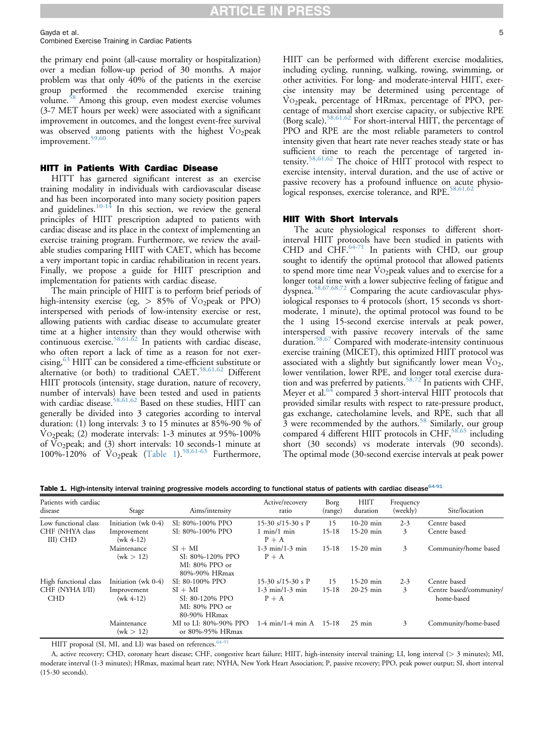the primary end point (all-cause mortality or hospitalization) over a median follow-up period of 30 months. A major problem was that only 40% of the patients in the exercise group performed the recommended exercise training volume.[58] Among this group, even modest exercise volumes (3-7 MET hours per week) were associated with a significant improvement in outcomes, and the longest event-free survival was observed among patients with the highest $\dot{V}O_2$peak improvement.[59,60]

## HITT in Patients With Cardiac Disease

HITT has garnered significant interest as an exercise training modality in individuals with cardiovascular disease and has been incorporated into many society position papers and guidelines.[10-14] In this section, we review the general principles of HIIT prescription adapted to patients with cardiac disease and its place in the context of implementing an exercise training program. Furthermore, we review the available studies comparing HIIT with CAET, which has become a very important topic in cardiac rehabilitation in recent years. Finally, we propose a guide for HIIT prescription and implementation for patients with cardiac disease.

The main principle of HIIT is to perform brief periods of high-intensity exercise (eg, > 85% of $\dot{V}O_2$peak or PPO) interspersed with periods of low-intensity exercise or rest, allowing patients with cardiac disease to accumulate greater time at a higher intensity than they would otherwise with continuous exercise.[58,61,62] In patients with cardiac disease, who often report a lack of time as a reason for not exercising,[63] HIIT can be considered a time-efficient substitute or alternative (or both) to traditional CAET.[58,61,62] Different HIIT protocols (intensity, stage duration, nature of recovery, number of intervals) have been tested and used in patients with cardiac disease.[58,61,62] Based on these studies, HIIT can generally be divided into 3 categories according to interval duration: (1) long intervals: 3 to 15 minutes at 85%-90 % of $\dot{V}O_2$peak; (2) moderate intervals: 1-3 minutes at 95%-100% of $\dot{V}O_2$peak; and (3) short intervals: 10 seconds-1 minute at 100%-120% of $\dot{V}O_2$peak (Table 1).[58,61-63] Furthermore, HIIT can be performed with different exercise modalities, including cycling, running, walking, rowing, swimming, or other activities. For long- and moderate-interval HIIT, exercise intensity may be determined using percentage of $\dot{V}O_2$peak, percentage of HRmax, percentage of PPO, percentage of maximal short exercise capacity, or subjective RPE (Borg scale).[58,61,62] For short-interval HIIT, the percentage of PPO and RPE are the most reliable parameters to control intensity given that heart rate never reaches steady state or has sufficient time to reach the percentage of targeted intensity.[58,61,62] The choice of HIIT protocol with respect to exercise intensity, interval duration, and the use of active or passive recovery has a profound influence on acute physiological responses, exercise tolerance, and RPE.[58,61,62]

## HIIT With Short Intervals

The acute physiological responses to different short-interval HIIT protocols have been studied in patients with CHD and CHF.[64-71] In patients with CHD, our group sought to identify the optimal protocol that allowed patients to spend more time near $\dot{V}O_2$peak values and to exercise for a longer total time with a lower subjective feeling of fatigue and dyspnea.[58,67,68,72] Comparing the acute cardiovascular physiological responses to 4 protocols (short, 15 seconds vs short-moderate, 1 minute), the optimal protocol was found to be the 1 using 15-second exercise intervals at peak power, interspersed with passive recovery intervals of the same duration.[58,67] Compared with moderate-intensity continuous exercise training (MICET), this optimized HIIT protocol was associated with a slightly but significantly lower mean $\dot{V}O_2$, lower ventilation, lower RPE, and longer total exercise duration and was preferred by patients.[58,72] In patients with CHF, Meyer et al.[64] compared 3 short-interval HIIT protocols that provided similar results with respect to rate-pressure product, gas exchange, catecholamine levels, and RPE, such that all 3 were recommended by the authors.[58] Similarly, our group compared 4 different HIIT protocols in CHF,[58,65] including short (30 seconds) vs moderate intervals (90 seconds). The optimal mode (30-second exercise intervals at peak power

**Table 1.** High-intensity interval training progressive models according to functional status of patients with cardiac disease[64-91]

| Patients with cardiac disease | Stage | Aims/intensity | Active/recovery ratio | Borg (range) | HIIT duration | Frequency (weekly) | Site/location |
|---|---|---|---|---|---|---|---|
| Low functional class CHF (NHYA class III) CHD | Initiation (wk 0-4) | SI: 80%-100% PPO | 15-30 s/15-30 s P | 15 | 10-20 min | 2-3 | Centre based |
| | Improvement (wk 4-12) | SI: 80%-100% PPO | 1 min/1 min P + A | 15-18 | 15-20 min | 3 | Centre based |
| | Maintenance (wk > 12) | SI + MI SI: 80%-120% PPO MI: 80% PPO or 80%-90% HRmax | 1-3 min/1-3 min P + A | 15-18 | 15-20 min | 3 | Community/home based |
| High functional class CHF (NYHA I/II) CHD | Initiation (wk 0-4) | SI: 80-100% PPO | 15-30 s/15-30 s P | 15 | 15-20 min | 2-3 | Centre based |
| | Improvement (wk 4-12) | SI + MI SI: 80-120% PPO MI: 80% PPO or 80-90% HRmax | 1-3 min/1-3 min P + A | 15-18 | 20-25 min | 3 | Centre based/community/home-based |
| | Maintenance (wk > 12) | MI to LI: 80%-90% PPO or 80%-95% HRmax | 1-4 min/1-4 min A | 15-18 | 25 min | 3 | Community/home-based |

HIIT proposal (SI, MI, and LI) was based on references.[64-91]

A, active recovery; CHD, coronary heart disease; CHF, congestive heart failure; HIIT, high-intensity interval training; LI, long interval (> 3 minutes); MI, moderate interval (1-3 minutes); HRmax, maximal heart rate; NYHA, New York Heart Association; P, passive recovery; PPO, peak power output; SI, short interval (15-30 seconds).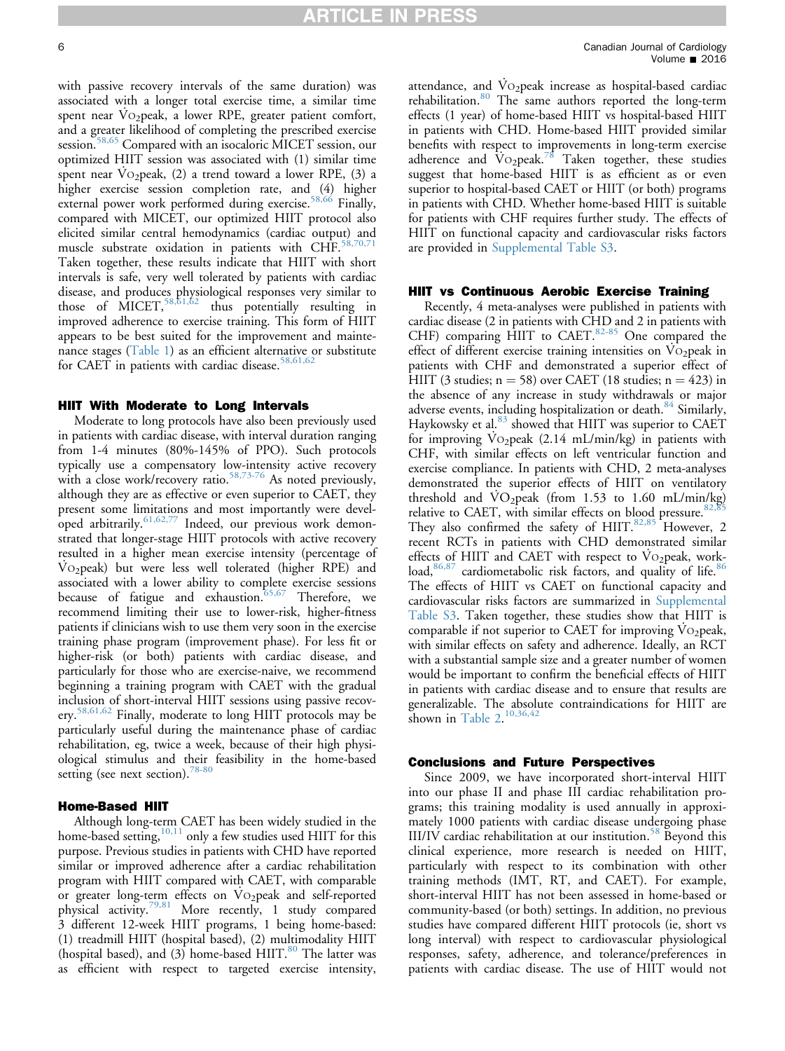with passive recovery intervals of the same duration) was associated with a longer total exercise time, a similar time spent near $\dot{V}O_2$peak, a lower RPE, greater patient comfort, and a greater likelihood of completing the prescribed exercise session.[58,65] Compared with an isocaloric MICET session, our optimized HIIT session was associated with (1) similar time spent near $\dot{V}O_2$peak, (2) a trend toward a lower RPE, (3) a higher exercise session completion rate, and (4) higher external power work performed during exercise.[58,66] Finally, compared with MICET, our optimized HIIT protocol also elicited similar central hemodynamics (cardiac output) and muscle substrate oxidation in patients with CHF.[58,70,71] Taken together, these results indicate that HIIT with short intervals is safe, very well tolerated by patients with cardiac disease, and produces physiological responses very similar to those of MICET,[58,61,62] thus potentially resulting in improved adherence to exercise training. This form of HIIT appears to be best suited for the improvement and maintenance stages (Table 1) as an efficient alternative or substitute for CAET in patients with cardiac disease.[58,61,62]

## HIIT With Moderate to Long Intervals

Moderate to long protocols have also been previously used in patients with cardiac disease, with interval duration ranging from 1-4 minutes (80%-145% of PPO). Such protocols typically use a compensatory low-intensity active recovery with a close work/recovery ratio.[58,73-76] As noted previously, although they are as effective or even superior to CAET, they present some limitations and most importantly were developed arbitrarily.[61,62,77] Indeed, our previous work demonstrated that longer-stage HIIT protocols with active recovery resulted in a higher mean exercise intensity (percentage of $\dot{V}O_2$peak) but were less well tolerated (higher RPE) and associated with a lower ability to complete exercise sessions because of fatigue and exhaustion.[65,67] Therefore, we recommend limiting their use to lower-risk, higher-fitness patients if clinicians wish to use them very soon in the exercise training phase program (improvement phase). For less fit or higher-risk (or both) patients with cardiac disease, and particularly for those who are exercise-naive, we recommend beginning a training program with CAET with the gradual inclusion of short-interval HIIT sessions using passive recovery.[58,61,62] Finally, moderate to long HIIT protocols may be particularly useful during the maintenance phase of cardiac rehabilitation, eg, twice a week, because of their high physiological stimulus and their feasibility in the home-based setting (see next section).[78-80]

## Home-Based HIIT

Although long-term CAET has been widely studied in the home-based setting,[10,11] only a few studies used HIIT for this purpose. Previous studies in patients with CHD have reported similar or improved adherence after a cardiac rehabilitation program with HIIT compared with CAET, with comparable or greater long-term effects on $\dot{V}O_2$peak and self-reported physical activity.[79,81] More recently, 1 study compared 3 different 12-week HIIT programs, 1 being home-based: (1) treadmill HIIT (hospital based), (2) multimodality HIIT (hospital based), and (3) home-based HIIT.[80] The latter was as efficient with respect to targeted exercise intensity, attendance, and $\dot{V}O_2$peak increase as hospital-based cardiac rehabilitation.[80] The same authors reported the long-term effects (1 year) of home-based HIIT vs hospital-based HIIT in patients with CHD. Home-based HIIT provided similar benefits with respect to improvements in long-term exercise adherence and $\dot{V}O_2$peak.[78] Taken together, these studies suggest that home-based HIIT is as efficient as or even superior to hospital-based CAET or HIIT (or both) programs in patients with CHD. Whether home-based HIIT is suitable for patients with CHF requires further study. The effects of HIIT on functional capacity and cardiovascular risks factors are provided in Supplemental Table S3.

## HIIT vs Continuous Aerobic Exercise Training

Recently, 4 meta-analyses were published in patients with cardiac disease (2 in patients with CHD and 2 in patients with CHF) comparing HIIT to CAET.[82-85] One compared the effect of different exercise training intensities on $\dot{V}O_2$peak in patients with CHF and demonstrated a superior effect of HIIT (3 studies; n = 58) over CAET (18 studies; n = 423) in the absence of any increase in study withdrawals or major adverse events, including hospitalization or death.[84] Similarly, Haykowsky et al.[83] showed that HIIT was superior to CAET for improving $\dot{V}O_2$peak (2.14 mL/min/kg) in patients with CHF, with similar effects on left ventricular function and exercise compliance. In patients with CHD, 2 meta-analyses demonstrated the superior effects of HIIT on ventilatory threshold and $\dot{V}O_2$peak (from 1.53 to 1.60 mL/min/kg) relative to CAET, with similar effects on blood pressure.[82,85] They also confirmed the safety of HIIT.[82,85] However, 2 recent RCTs in patients with CHD demonstrated similar effects of HIIT and CAET with respect to $\dot{V}O_2$peak, workload,[86,87] cardiometabolic risk factors, and quality of life.[86] The effects of HIIT vs CAET on functional capacity and cardiovascular risks factors are summarized in Supplemental Table S3. Taken together, these studies show that HIIT is comparable if not superior to CAET for improving $\dot{V}O_2$peak, with similar effects on safety and adherence. Ideally, an RCT with a substantial sample size and a greater number of women would be important to confirm the beneficial effects of HIIT in patients with cardiac disease and to ensure that results are generalizable. The absolute contraindications for HIIT are shown in Table 2.[10,36,42]

## Conclusions and Future Perspectives

Since 2009, we have incorporated short-interval HIIT into our phase II and phase III cardiac rehabilitation programs; this training modality is used annually in approximately 1000 patients with cardiac disease undergoing phase III/IV cardiac rehabilitation at our institution.[58] Beyond this clinical experience, more research is needed on HIIT, particularly with respect to its combination with other training methods (IMT, RT, and CAET). For example, short-interval HIIT has not been assessed in home-based or community-based (or both) settings. In addition, no previous studies have compared different HIIT protocols (ie, short vs long interval) with respect to cardiovascular physiological responses, safety, adherence, and tolerance/preferences in patients with cardiac disease. The use of HIIT would not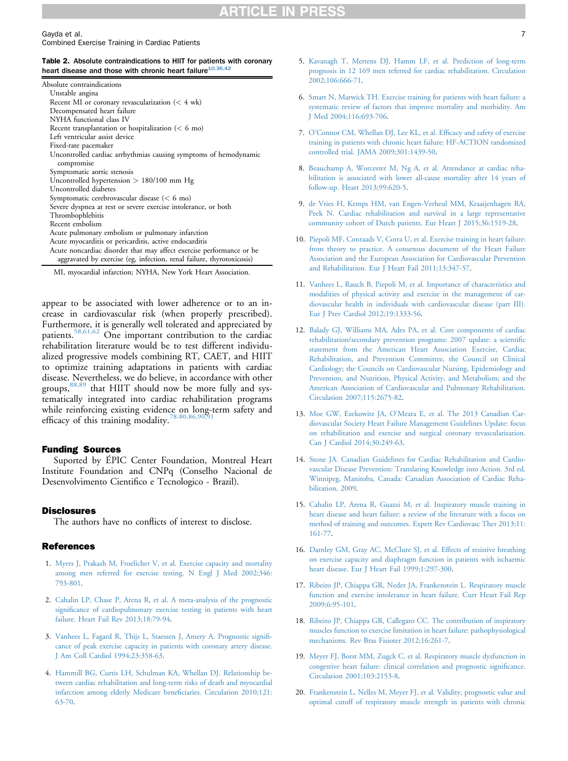**Table 2. Absolute contraindications to HIIT for patients with coronary heart disease and those with chronic heart failure**[10,36,42]

| Absolute contraindications |
|---|
| Unstable angina |
| Recent MI or coronary revascularization (< 4 wk) |
| Decompensated heart failure |
| NYHA functional class IV |
| Recent transplantation or hospitalization (< 6 mo) |
| Left ventricular assist device |
| Fixed-rate pacemaker |
| Uncontrolled cardiac arrhythmias causing symptoms of hemodynamic compromise |
| Symptomatic aortic stenosis |
| Uncontrolled hypertension > 180/100 mm Hg |
| Uncontrolled diabetes |
| Symptomatic cerebrovascular disease (< 6 mo) |
| Severe dyspnea at rest or severe exercise intolerance, or both |
| Thrombophlebitis |
| Recent embolism |
| Acute pulmonary embolism or pulmonary infarction |
| Acute myocarditis or pericarditis, active endocarditis |
| Acute noncardiac disorder that may affect exercise performance or be aggravated by exercise (eg, infection, renal failure, thyrotoxicosis) |

MI, myocardial infarction; NYHA, New York Heart Association.

appear to be associated with lower adherence or to an increase in cardiovascular risk (when properly prescribed). Furthermore, it is generally well tolerated and appreciated by patients.[58,61,62] One important contribution to the cardiac rehabilitation literature would be to test different individualized progressive models combining RT, CAET, and HIIT to optimize training adaptations in patients with cardiac disease. Nevertheless, we do believe, in accordance with other groups,[88,89] that HIIT should now be more fully and systematically integrated into cardiac rehabilitation programs while reinforcing existing evidence on long-term safety and efficacy of this training modality.[78-80,86,90,91]

## Funding Sources

Suported by ÉPIC Center Foundation, Montreal Heart Institute Foundation and CNPq (Conselho Nacional de Desenvolvimento Cientifico e Tecnologico - Brazil).

## Disclosures

The authors have no conflicts of interest to disclose.

## References

1. Myers J, Prakash M, Froelicher V, et al. Exercise capacity and mortality among men referred for exercise testing. N Engl J Med 2002;346:793-801.
2. Cahalin LP, Chase P, Arena R, et al. A meta-analysis of the prognostic significance of cardiopulmonary exercise testing in patients with heart failure. Heart Fail Rev 2013;18:79-94.
3. Vanhees L, Fagard R, Thijs L, Staessen J, Amery A. Prognostic significance of peak exercise capacity in patients with coronary artery disease. J Am Coll Cardiol 1994;23:358-63.
4. Hammill BG, Curtis LH, Schulman KA, Whellan DJ. Relationship between cardiac rehabilitation and long-term risks of death and myocardial infarction among elderly Medicare beneficiaries. Circulation 2010;121:63-70.
5. Kavanagh T, Mertens DJ, Hamm LF, et al. Prediction of long-term prognosis in 12 169 men referred for cardiac rehabilitation. Circulation 2002;106:666-71.
6. Smart N, Marwick TH. Exercise training for patients with heart failure: a systematic review of factors that improve mortality and morbidity. Am J Med 2004;116:693-706.
7. O'Connor CM, Whellan DJ, Lee KL, et al. Efficacy and safety of exercise training in patients with chronic heart failure: HF-ACTION randomized controlled trial. JAMA 2009;301:1439-50.
8. Beauchamp A, Worcester M, Ng A, et al. Attendance at cardiac rehabilitation is associated with lower all-cause mortality after 14 years of follow-up. Heart 2013;99:620-5.
9. de Vries H, Kemps HM, van Engen-Verheul MM, Kraaijenhagen RA, Peek N. Cardiac rehabilitation and survival in a large representative community cohort of Dutch patients. Eur Heart J 2015;36:1519-28.
10. Piepoli MF, Conraads V, Corra U, et al. Exercise training in heart failure: from theory to practice. A consensus document of the Heart Failure Association and the European Association for Cardiovascular Prevention and Rehabilitation. Eur J Heart Fail 2011;13:347-57.
11. Vanhees L, Rauch B, Piepoli M, et al. Importance of characteristics and modalities of physical activity and exercise in the management of cardiovascular health in individuals with cardiovascular disease (part III). Eur J Prev Cardiol 2012;19:1333-56.
12. Balady GJ, Williams MA, Ades PA, et al. Core components of cardiac rehabilitation/secondary prevention programs: 2007 update: a scientific statement from the American Heart Association Exercise, Cardiac Rehabilitation, and Prevention Committee, the Council on Clinical Cardiology; the Councils on Cardiovascular Nursing, Epidemiology and Prevention, and Nutrition, Physical Activity, and Metabolism; and the American Association of Cardiovascular and Pulmonary Rehabilitation. Circulation 2007;115:2675-82.
13. Moe GW, Ezekowitz JA, O'Meara E, et al. The 2013 Canadian Cardiovascular Society Heart Failure Management Guidelines Update: focus on rehabilitation and exercise and surgical coronary revascularization. Can J Cardiol 2014;30:249-63.
14. Stone JA. Canadian Guidelines for Cardiac Rehabilitation and Cardiovascular Disease Prevention: Translating Knowledge into Action. 3rd ed. Winnipeg, Manitoba, Canada: Canadian Association of Cardiac Rehabilitation, 2009.
15. Cahalin LP, Arena R, Guazzi M, et al. Inspiratory muscle training in heart disease and heart failure: a review of the literature with a focus on method of training and outcomes. Expert Rev Cardiovasc Ther 2013;11:161-77.
16. Darnley GM, Gray AC, McClure SJ, et al. Effects of resistive breathing on exercise capacity and diaphragm function in patients with ischaemic heart disease. Eur J Heart Fail 1999;1:297-300.
17. Ribeiro JP, Chiappa GR, Neder JA, Frankenstein L. Respiratory muscle function and exercise intolerance in heart failure. Curr Heart Fail Rep 2009;6:95-101.
18. Ribeiro JP, Chiappa GR, Callegaro CC. The contribution of inspiratory muscles function to exercise limitation in heart failure: pathophysiological mechanisms. Rev Bras Fisioter 2012;16:261-7.
19. Meyer FJ, Borst MM, Zugck C, et al. Respiratory muscle dysfunction in congestive heart failure: clinical correlation and prognostic significance. Circulation 2001;103:2153-8.
20. Frankenstein L, Nelles M, Meyer FJ, et al. Validity, prognostic value and optimal cutoff of respiratory muscle strength in patients with chronic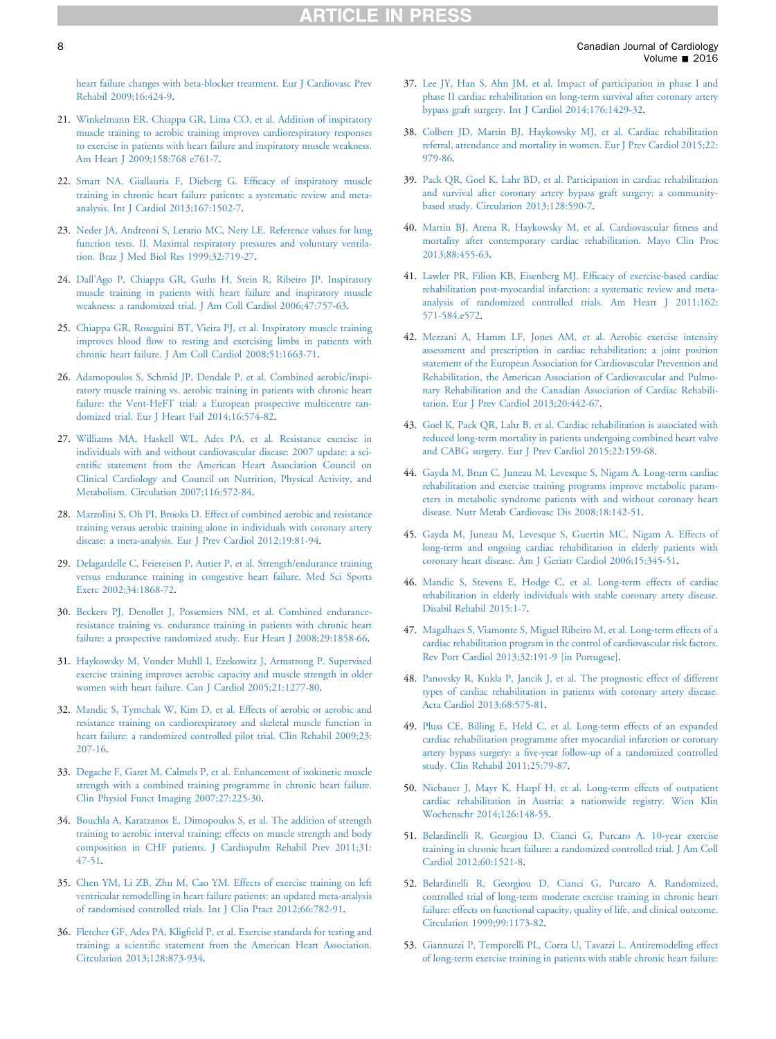heart failure changes with beta-blocker treatment. Eur J Cardiovasc Prev Rehabil 2009;16:424-9.

21. Winkelmann ER, Chiappa GR, Lima CO, et al. Addition of inspiratory muscle training to aerobic training improves cardiorespiratory responses to exercise in patients with heart failure and inspiratory muscle weakness. Am Heart J 2009;158:768 e761-7.

22. Smart NA, Giallauria F, Dieberg G. Efficacy of inspiratory muscle training in chronic heart failure patients: a systematic review and meta-analysis. Int J Cardiol 2013;167:1502-7.

23. Neder JA, Andreoni S, Lerario MC, Nery LE. Reference values for lung function tests. II. Maximal respiratory pressures and voluntary ventilation. Braz J Med Biol Res 1999;32:719-27.

24. Dall'Ago P, Chiappa GR, Guths H, Stein R, Ribeiro JP. Inspiratory muscle training in patients with heart failure and inspiratory muscle weakness: a randomized trial. J Am Coll Cardiol 2006;47:757-63.

25. Chiappa GR, Roseguini BT, Vieira PJ, et al. Inspiratory muscle training improves blood flow to resting and exercising limbs in patients with chronic heart failure. J Am Coll Cardiol 2008;51:1663-71.

26. Adamopoulos S, Schmid JP, Dendale P, et al. Combined aerobic/inspiratory muscle training vs. aerobic training in patients with chronic heart failure: the Vent-HeFT trial: a European prospective multicentre randomized trial. Eur J Heart Fail 2014;16:574-82.

27. Williams MA, Haskell WL, Ades PA, et al. Resistance exercise in individuals with and without cardiovascular disease: 2007 update: a scientific statement from the American Heart Association Council on Clinical Cardiology and Council on Nutrition, Physical Activity, and Metabolism. Circulation 2007;116:572-84.

28. Marzolini S, Oh PI, Brooks D. Effect of combined aerobic and resistance training versus aerobic training alone in individuals with coronary artery disease: a meta-analysis. Eur J Prev Cardiol 2012;19:81-94.

29. Delagardelle C, Feiereisen P, Autier P, et al. Strength/endurance training versus endurance training in congestive heart failure. Med Sci Sports Exerc 2002;34:1868-72.

30. Beckers PJ, Denollet J, Possemiers NM, et al. Combined endurance-resistance training vs. endurance training in patients with chronic heart failure: a prospective randomized study. Eur Heart J 2008;29:1858-66.

31. Haykowsky M, Vonder Muhll I, Ezekowitz J, Armstrong P. Supervised exercise training improves aerobic capacity and muscle strength in older women with heart failure. Can J Cardiol 2005;21:1277-80.

32. Mandic S, Tymchak W, Kim D, et al. Effects of aerobic or aerobic and resistance training on cardiorespiratory and skeletal muscle function in heart failure: a randomized controlled pilot trial. Clin Rehabil 2009;23:207-16.

33. Degache F, Garet M, Calmels P, et al. Enhancement of isokinetic muscle strength with a combined training programme in chronic heart failure. Clin Physiol Funct Imaging 2007;27:225-30.

34. Bouchla A, Karatzanos E, Dimopoulos S, et al. The addition of strength training to aerobic interval training: effects on muscle strength and body composition in CHF patients. J Cardiopulm Rehabil Prev 2011;31:47-51.

35. Chen YM, Li ZB, Zhu M, Cao YM. Effects of exercise training on left ventricular remodelling in heart failure patients: an updated meta-analysis of randomised controlled trials. Int J Clin Pract 2012;66:782-91.

36. Fletcher GF, Ades PA, Kligfield P, et al. Exercise standards for testing and training: a scientific statement from the American Heart Association. Circulation 2013;128:873-934.

37. Lee JY, Han S, Ahn JM, et al. Impact of participation in phase I and phase II cardiac rehabilitation on long-term survival after coronary artery bypass graft surgery. Int J Cardiol 2014;176:1429-32.

38. Colbert JD, Martin BJ, Haykowsky MJ, et al. Cardiac rehabilitation referral, attendance and mortality in women. Eur J Prev Cardiol 2015;22:979-86.

39. Pack QR, Goel K, Lahr BD, et al. Participation in cardiac rehabilitation and survival after coronary artery bypass graft surgery: a community-based study. Circulation 2013;128:590-7.

40. Martin BJ, Arena R, Haykowsky M, et al. Cardiovascular fitness and mortality after contemporary cardiac rehabilitation. Mayo Clin Proc 2013;88:455-63.

41. Lawler PR, Filion KB, Eisenberg MJ. Efficacy of exercise-based cardiac rehabilitation post-myocardial infarction: a systematic review and meta-analysis of randomized controlled trials. Am Heart J 2011;162:571-584.e572.

42. Mezzani A, Hamm LF, Jones AM, et al. Aerobic exercise intensity assessment and prescription in cardiac rehabilitation: a joint position statement of the European Association for Cardiovascular Prevention and Rehabilitation, the American Association of Cardiovascular and Pulmonary Rehabilitation and the Canadian Association of Cardiac Rehabilitation. Eur J Prev Cardiol 2013;20:442-67.

43. Goel K, Pack QR, Lahr B, et al. Cardiac rehabilitation is associated with reduced long-term mortality in patients undergoing combined heart valve and CABG surgery. Eur J Prev Cardiol 2015;22:159-68.

44. Gayda M, Brun C, Juneau M, Levesque S, Nigam A. Long-term cardiac rehabilitation and exercise training programs improve metabolic parameters in metabolic syndrome patients with and without coronary heart disease. Nutr Metab Cardiovasc Dis 2008;18:142-51.

45. Gayda M, Juneau M, Levesque S, Guertin MC, Nigam A. Effects of long-term and ongoing cardiac rehabilitation in elderly patients with coronary heart disease. Am J Geriatr Cardiol 2006;15:345-51.

46. Mandic S, Stevens E, Hodge C, et al. Long-term effects of cardiac rehabilitation in elderly individuals with stable coronary artery disease. Disabil Rehabil 2015:1-7.

47. Magalhaes S, Viamonte S, Miguel Ribeiro M, et al. Long-term effects of a cardiac rehabilitation program in the control of cardiovascular risk factors. Rev Port Cardiol 2013;32:191-9 [in Portugese].

48. Panovsky R, Kukla P, Jancik J, et al. The prognostic effect of different types of cardiac rehabilitation in patients with coronary artery disease. Acta Cardiol 2013;68:575-81.

49. Pluss CE, Billing E, Held C, et al. Long-term effects of an expanded cardiac rehabilitation programme after myocardial infarction or coronary artery bypass surgery: a five-year follow-up of a randomized controlled study. Clin Rehabil 2011;25:79-87.

50. Niebauer J, Mayr K, Harpf H, et al. Long-term effects of outpatient cardiac rehabilitation in Austria: a nationwide registry. Wien Klin Wochenschr 2014;126:148-55.

51. Belardinelli R, Georgiou D, Cianci G, Purcaro A. 10-year exercise training in chronic heart failure: a randomized controlled trial. J Am Coll Cardiol 2012;60:1521-8.

52. Belardinelli R, Georgiou D, Cianci G, Purcaro A. Randomized, controlled trial of long-term moderate exercise training in chronic heart failure: effects on functional capacity, quality of life, and clinical outcome. Circulation 1999;99:1173-82.

53. Giannuzzi P, Temporelli PL, Corra U, Tavazzi L. Antiremodeling effect of long-term exercise training in patients with stable chronic heart failure: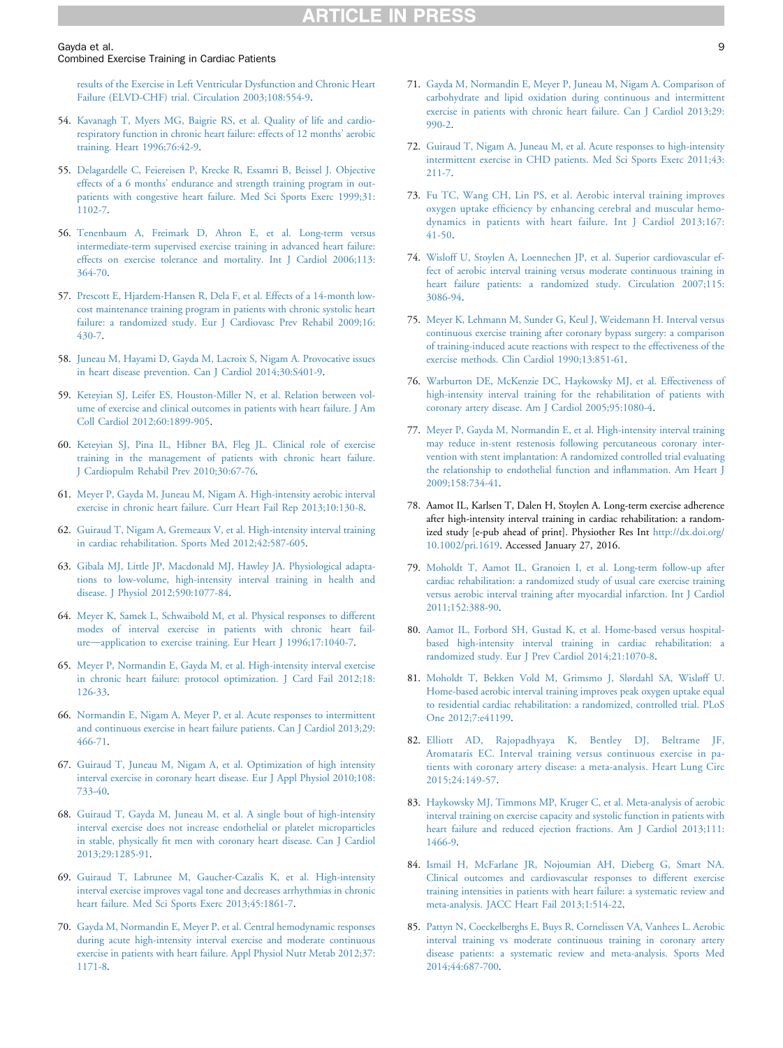results of the Exercise in Left Ventricular Dysfunction and Chronic Heart Failure (ELVD-CHF) trial. Circulation 2003;108:554-9.

54. Kavanagh T, Myers MG, Baigrie RS, et al. Quality of life and cardiorespiratory function in chronic heart failure: effects of 12 months' aerobic training. Heart 1996;76:42-9.

55. Delagardelle C, Feiereisen P, Krecke R, Essamri B, Beissel J. Objective effects of a 6 months' endurance and strength training program in outpatients with congestive heart failure. Med Sci Sports Exerc 1999;31:1102-7.

56. Tenenbaum A, Freimark D, Ahron E, et al. Long-term versus intermediate-term supervised exercise training in advanced heart failure: effects on exercise tolerance and mortality. Int J Cardiol 2006;113:364-70.

57. Prescott E, Hjardem-Hansen R, Dela F, et al. Effects of a 14-month low-cost maintenance training program in patients with chronic systolic heart failure: a randomized study. Eur J Cardiovasc Prev Rehabil 2009;16:430-7.

58. Juneau M, Hayami D, Gayda M, Lacroix S, Nigam A. Provocative issues in heart disease prevention. Can J Cardiol 2014;30:S401-9.

59. Keteyian SJ, Leifer ES, Houston-Miller N, et al. Relation between volume of exercise and clinical outcomes in patients with heart failure. J Am Coll Cardiol 2012;60:1899-905.

60. Keteyian SJ, Pina IL, Hibner BA, Fleg JL. Clinical role of exercise training in the management of patients with chronic heart failure. J Cardiopulm Rehabil Prev 2010;30:67-76.

61. Meyer P, Gayda M, Juneau M, Nigam A. High-intensity aerobic interval exercise in chronic heart failure. Curr Heart Fail Rep 2013;10:130-8.

62. Guiraud T, Nigam A, Gremeaux V, et al. High-intensity interval training in cardiac rehabilitation. Sports Med 2012;42:587-605.

63. Gibala MJ, Little JP, Macdonald MJ, Hawley JA. Physiological adaptations to low-volume, high-intensity interval training in health and disease. J Physiol 2012;590:1077-84.

64. Meyer K, Samek L, Schwaibold M, et al. Physical responses to different modes of interval exercise in patients with chronic heart failure—application to exercise training. Eur Heart J 1996;17:1040-7.

65. Meyer P, Normandin E, Gayda M, et al. High-intensity interval exercise in chronic heart failure: protocol optimization. J Card Fail 2012;18:126-33.

66. Normandin E, Nigam A, Meyer P, et al. Acute responses to intermittent and continuous exercise in heart failure patients. Can J Cardiol 2013;29:466-71.

67. Guiraud T, Juneau M, Nigam A, et al. Optimization of high intensity interval exercise in coronary heart disease. Eur J Appl Physiol 2010;108:733-40.

68. Guiraud T, Gayda M, Juneau M, et al. A single bout of high-intensity interval exercise does not increase endothelial or platelet microparticles in stable, physically fit men with coronary heart disease. Can J Cardiol 2013;29:1285-91.

69. Guiraud T, Labrunee M, Gaucher-Cazalis K, et al. High-intensity interval exercise improves vagal tone and decreases arrhythmias in chronic heart failure. Med Sci Sports Exerc 2013;45:1861-7.

70. Gayda M, Normandin E, Meyer P, et al. Central hemodynamic responses during acute high-intensity interval exercise and moderate continuous exercise in patients with heart failure. Appl Physiol Nutr Metab 2012;37:1171-8.

71. Gayda M, Normandin E, Meyer P, Juneau M, Nigam A. Comparison of carbohydrate and lipid oxidation during continuous and intermittent exercise in patients with chronic heart failure. Can J Cardiol 2013;29:990-2.

72. Guiraud T, Nigam A, Juneau M, et al. Acute responses to high-intensity intermittent exercise in CHD patients. Med Sci Sports Exerc 2011;43:211-7.

73. Fu TC, Wang CH, Lin PS, et al. Aerobic interval training improves oxygen uptake efficiency by enhancing cerebral and muscular hemodynamics in patients with heart failure. Int J Cardiol 2013;167:41-50.

74. Wisloff U, Stoylen A, Loennechen JP, et al. Superior cardiovascular effect of aerobic interval training versus moderate continuous training in heart failure patients: a randomized study. Circulation 2007;115:3086-94.

75. Meyer K, Lehmann M, Sunder G, Keul J, Weidemann H. Interval versus continuous exercise training after coronary bypass surgery: a comparison of training-induced acute reactions with respect to the effectiveness of the exercise methods. Clin Cardiol 1990;13:851-61.

76. Warburton DE, McKenzie DC, Haykowsky MJ, et al. Effectiveness of high-intensity interval training for the rehabilitation of patients with coronary artery disease. Am J Cardiol 2005;95:1080-4.

77. Meyer P, Gayda M, Normandin E, et al. High-intensity interval training may reduce in-stent restenosis following percutaneous coronary intervention with stent implantation: A randomized controlled trial evaluating the relationship to endothelial function and inflammation. Am Heart J 2009;158:734-41.

78. Aamot IL, Karlsen T, Dalen H, Stoylen A. Long-term exercise adherence after high-intensity interval training in cardiac rehabilitation: a randomized study [e-pub ahead of print]. Physiother Res Int http://dx.doi.org/10.1002/pri.1619. Accessed January 27, 2016.

79. Moholdt T, Aamot IL, Granoien I, et al. Long-term follow-up after cardiac rehabilitation: a randomized study of usual care exercise training versus aerobic interval training after myocardial infarction. Int J Cardiol 2011;152:388-90.

80. Aamot IL, Forbord SH, Gustad K, et al. Home-based versus hospital-based high-intensity interval training in cardiac rehabilitation: a randomized study. Eur J Prev Cardiol 2014;21:1070-8.

81. Moholdt T, Bekken Vold M, Grimsmo J, Slørdahl SA, Wisløff U. Home-based aerobic interval training improves peak oxygen uptake equal to residential cardiac rehabilitation: a randomized, controlled trial. PLoS One 2012;7:e41199.

82. Elliott AD, Rajopadhyaya K, Bentley DJ, Beltrame JF, Aromataris EC. Interval training versus continuous exercise in patients with coronary artery disease: a meta-analysis. Heart Lung Circ 2015;24:149-57.

83. Haykowsky MJ, Timmons MP, Kruger C, et al. Meta-analysis of aerobic interval training on exercise capacity and systolic function in patients with heart failure and reduced ejection fractions. Am J Cardiol 2013;111:1466-9.

84. Ismail H, McFarlane JR, Nojoumian AH, Dieberg G, Smart NA. Clinical outcomes and cardiovascular responses to different exercise training intensities in patients with heart failure: a systematic review and meta-analysis. JACC Heart Fail 2013;1:514-22.

85. Pattyn N, Coeckelberghs E, Buys R, Cornelissen VA, Vanhees L. Aerobic interval training vs moderate continuous training in coronary artery disease patients: a systematic review and meta-analysis. Sports Med 2014;44:687-700.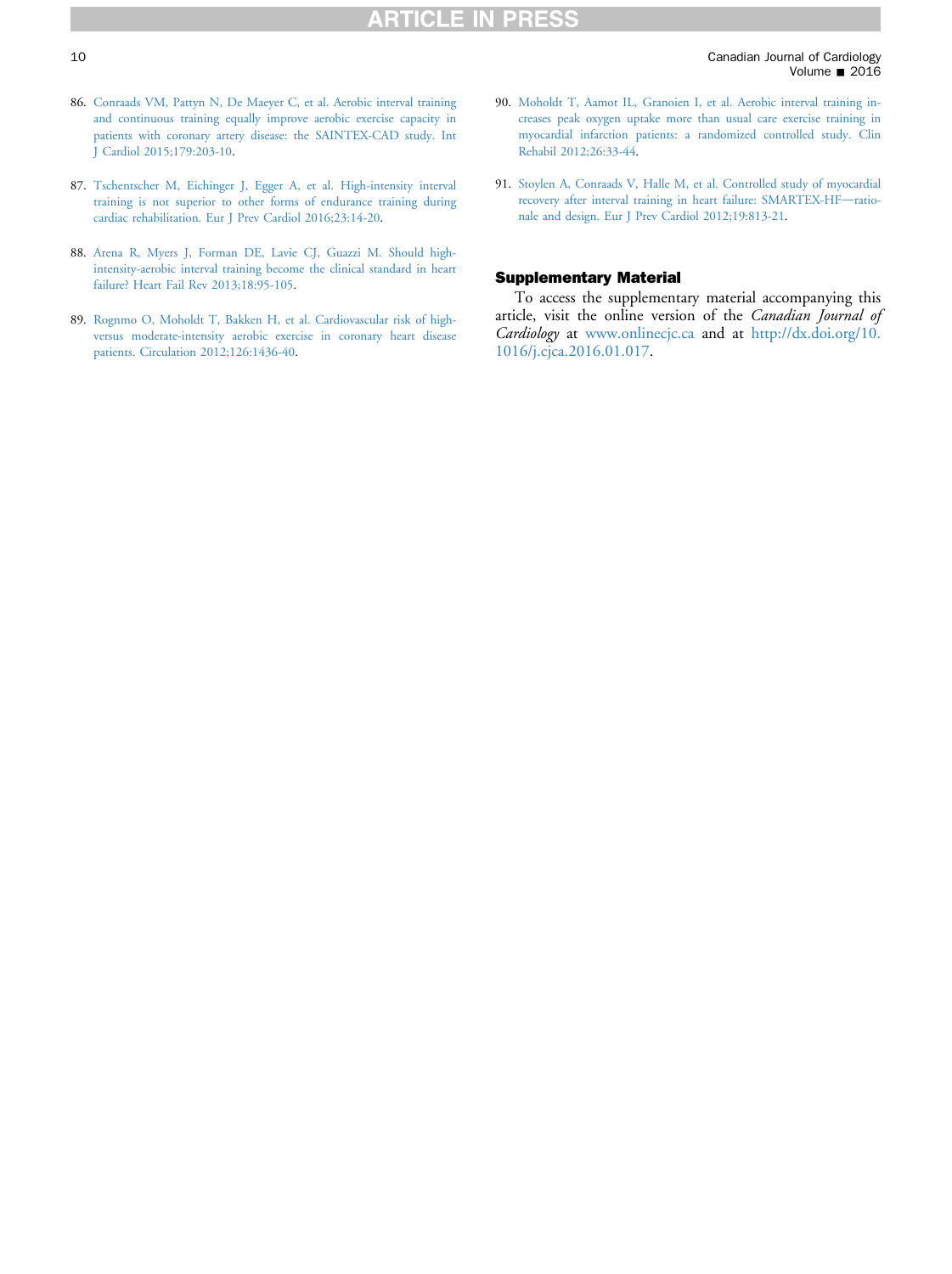86. Conraads VM, Pattyn N, De Maeyer C, et al. Aerobic interval training and continuous training equally improve aerobic exercise capacity in patients with coronary artery disease: the SAINTEX-CAD study. Int J Cardiol 2015;179:203-10.

87. Tschentscher M, Eichinger J, Egger A, et al. High-intensity interval training is not superior to other forms of endurance training during cardiac rehabilitation. Eur J Prev Cardiol 2016;23:14-20.

88. Arena R, Myers J, Forman DE, Lavie CJ, Guazzi M. Should high-intensity-aerobic interval training become the clinical standard in heart failure? Heart Fail Rev 2013;18:95-105.

89. Rognmo O, Moholdt T, Bakken H, et al. Cardiovascular risk of high-versus moderate-intensity aerobic exercise in coronary heart disease patients. Circulation 2012;126:1436-40.

90. Moholdt T, Aamot IL, Granoien I, et al. Aerobic interval training increases peak oxygen uptake more than usual care exercise training in myocardial infarction patients: a randomized controlled study. Clin Rehabil 2012;26:33-44.

91. Stoylen A, Conraads V, Halle M, et al. Controlled study of myocardial recovery after interval training in heart failure: SMARTEX-HF—rationale and design. Eur J Prev Cardiol 2012;19:813-21.

## Supplementary Material

To access the supplementary material accompanying this article, visit the online version of the *Canadian Journal of Cardiology* at www.onlinecjc.ca and at http://dx.doi.org/10.1016/j.cjca.2016.01.017.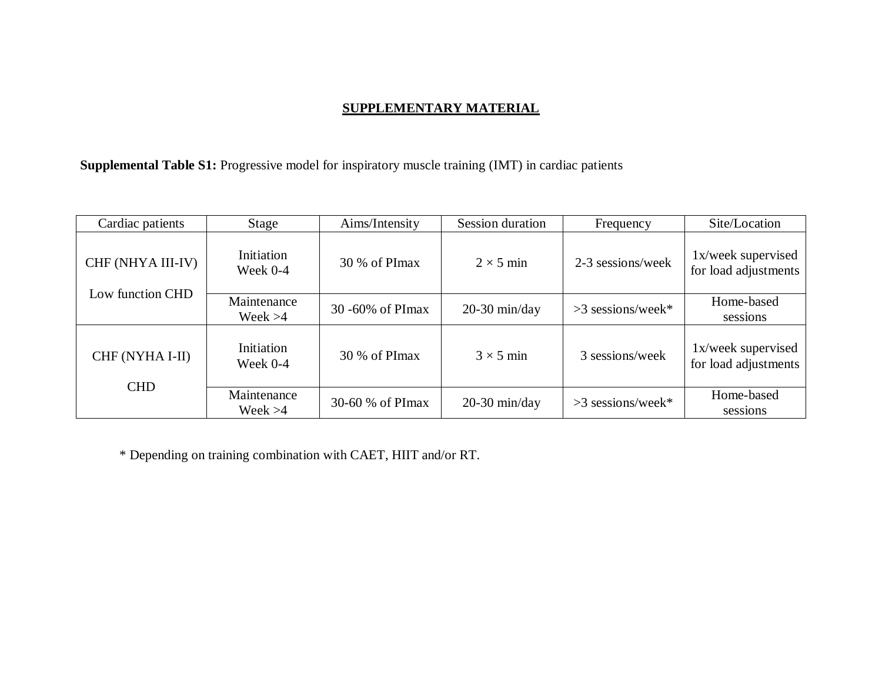## SUPPLEMENTARY MATERIAL

**Supplemental Table S1:** Progressive model for inspiratory muscle training (IMT) in cardiac patients

| Cardiac patients | Stage | Aims/Intensity | Session duration | Frequency | Site/Location |
|---|---|---|---|---|---|
| CHF (NHYA III-IV)<br><br>Low function CHD | Initiation<br>Week 0-4 | 30 % of PImax | 2 × 5 min | 2-3 sessions/week | 1x/week supervised for load adjustments |
| | Maintenance<br>Week >4 | 30 -60% of PImax | 20-30 min/day | >3 sessions/week* | Home-based sessions |
| CHF (NYHA I-II)<br><br>CHD | Initiation<br>Week 0-4 | 30 % of PImax | 3 × 5 min | 3 sessions/week | 1x/week supervised for load adjustments |
| | Maintenance<br>Week >4 | 30-60 % of PImax | 20-30 min/day | >3 sessions/week* | Home-based sessions |

\* Depending on training combination with CAET, HIIT and/or RT.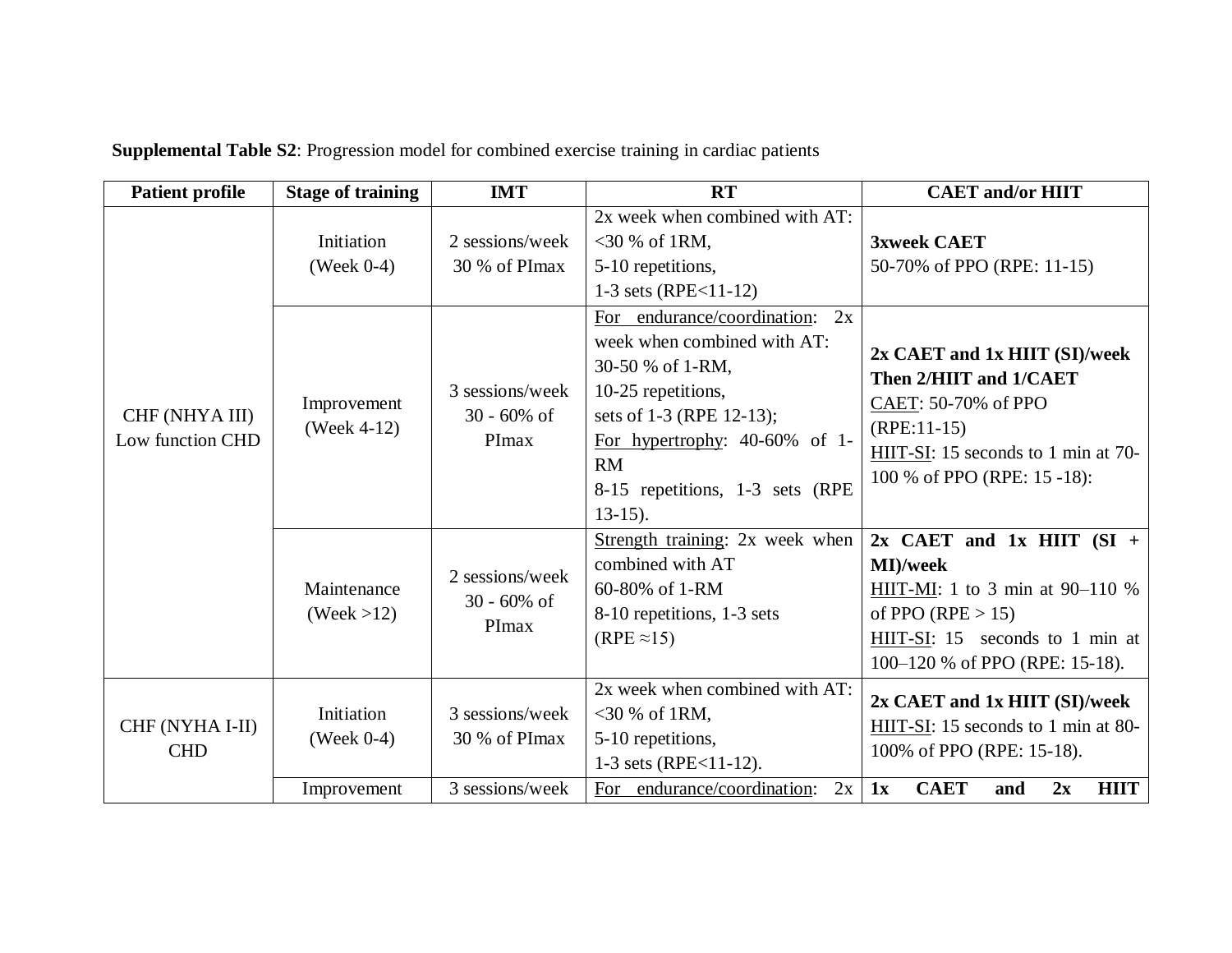**Supplemental Table S2**: Progression model for combined exercise training in cardiac patients

| Patient profile | Stage of training | IMT | RT | CAET and/or HIIT |
|---|---|---|---|---|
| CHF (NHYA III) Low function CHD | Initiation (Week 0-4) | 2 sessions/week 30 % of PImax | 2x week when combined with AT: <30 % of 1RM, 5-10 repetitions, 1-3 sets (RPE<11-12) | **3xweek CAET** 50-70% of PPO (RPE: 11-15) |
| | Improvement (Week 4-12) | 3 sessions/week 30 - 60% of PImax | For endurance/coordination: 2x week when combined with AT: 30-50 % of 1-RM, 10-25 repetitions, sets of 1-3 (RPE 12-13); For hypertrophy: 40-60% of 1-RM 8-15 repetitions, 1-3 sets (RPE 13-15). | **2x CAET and 1x HIIT (SI)/week Then 2/HIIT and 1/CAET** CAET: 50-70% of PPO (RPE:11-15) HIIT-SI: 15 seconds to 1 min at 70-100 % of PPO (RPE: 15 -18): |
| | Maintenance (Week >12) | 2 sessions/week 30 - 60% of PImax | Strength training: 2x week when combined with AT 60-80% of 1-RM 8-10 repetitions, 1-3 sets (RPE ≈15) | **2x CAET and 1x HIIT (SI + MI)/week** HIIT-MI: 1 to 3 min at 90–110 % of PPO (RPE > 15) HIIT-SI: 15 seconds to 1 min at 100–120 % of PPO (RPE: 15-18). |
| CHF (NYHA I-II) CHD | Initiation (Week 0-4) | 3 sessions/week 30 % of PImax | 2x week when combined with AT: <30 % of 1RM, 5-10 repetitions, 1-3 sets (RPE<11-12). | **2x CAET and 1x HIIT (SI)/week** HIIT-SI: 15 seconds to 1 min at 80-100% of PPO (RPE: 15-18). |
| | Improvement | 3 sessions/week | For endurance/coordination: 2x | **1x CAET and 2x HIIT** |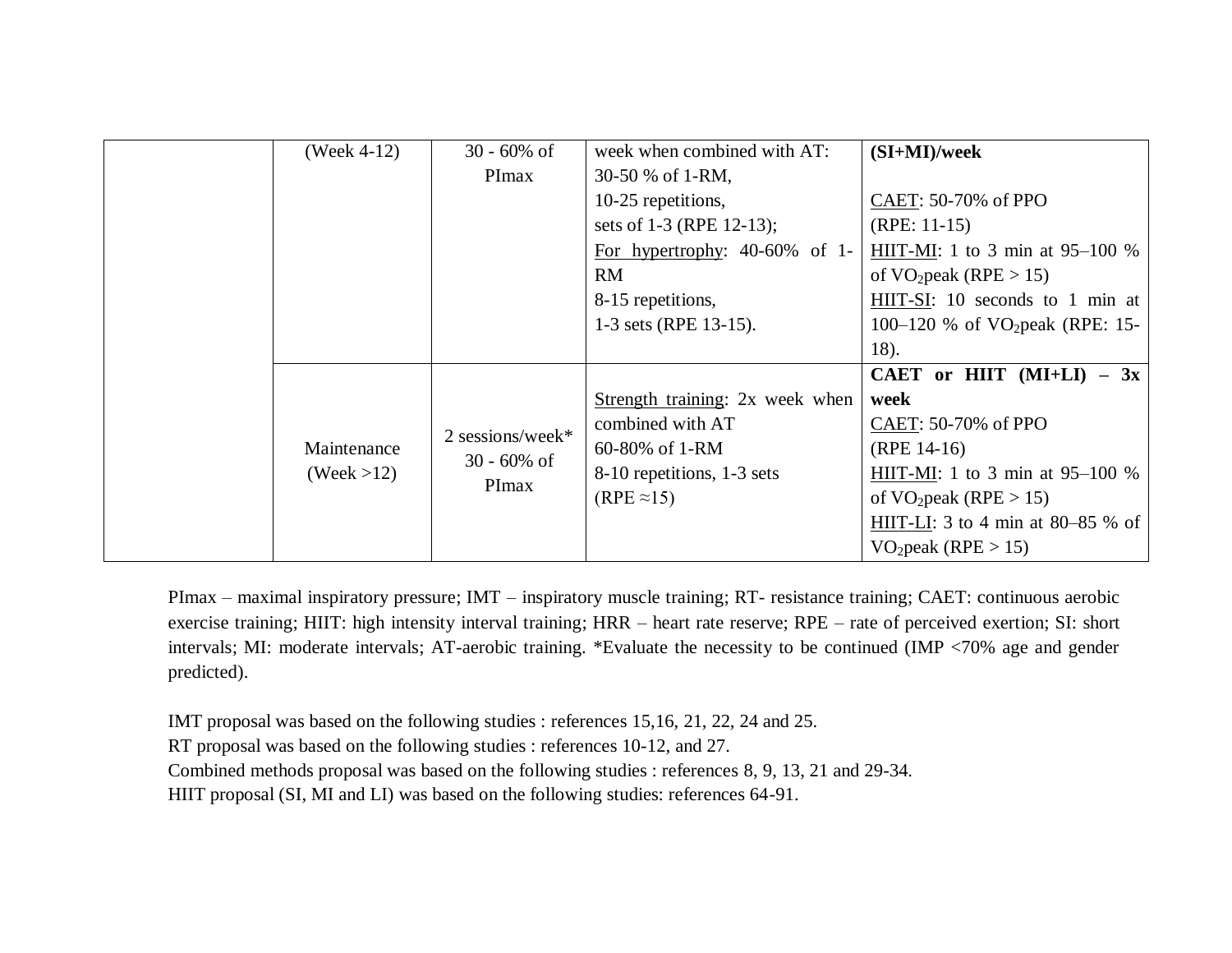| | | | | |
|---|---|---|---|---|
| | (Week 4-12) | 30 - 60% of PImax | week when combined with AT: 30-50 % of 1-RM, 10-25 repetitions, sets of 1-3 (RPE 12-13); For hypertrophy: 40-60% of 1-RM 8-15 repetitions, 1-3 sets (RPE 13-15). | **(SI+MI)/week** <br><br> CAET: 50-70% of PPO (RPE: 11-15) <br> HIIT-MI: 1 to 3 min at 95–100 % of $VO_2$peak (RPE > 15) <br> HIIT-SI: 10 seconds to 1 min at 100–120 % of $VO_2$peak (RPE: 15-18). |
| | Maintenance (Week >12) | 2 sessions/week* 30 - 60% of PImax | Strength training: 2x week when combined with AT 60-80% of 1-RM 8-10 repetitions, 1-3 sets (RPE ≈15) | **CAET or HIIT (MI+LI) – 3x week** <br> CAET: 50-70% of PPO (RPE 14-16) <br> HIIT-MI: 1 to 3 min at 95–100 % of $VO_2$peak (RPE > 15) <br> HIIT-LI: 3 to 4 min at 80–85 % of $VO_2$peak (RPE > 15) |

PImax – maximal inspiratory pressure; IMT – inspiratory muscle training; RT- resistance training; CAET: continuous aerobic exercise training; HIIT: high intensity interval training; HRR – heart rate reserve; RPE – rate of perceived exertion; SI: short intervals; MI: moderate intervals; AT-aerobic training. *Evaluate the necessity to be continued (IMP <70% age and gender predicted).

IMT proposal was based on the following studies : references 15,16, 21, 22, 24 and 25.
RT proposal was based on the following studies : references 10-12, and 27.
Combined methods proposal was based on the following studies : references 8, 9, 13, 21 and 29-34.
HIIT proposal (SI, MI and LI) was based on the following studies: references 64-91.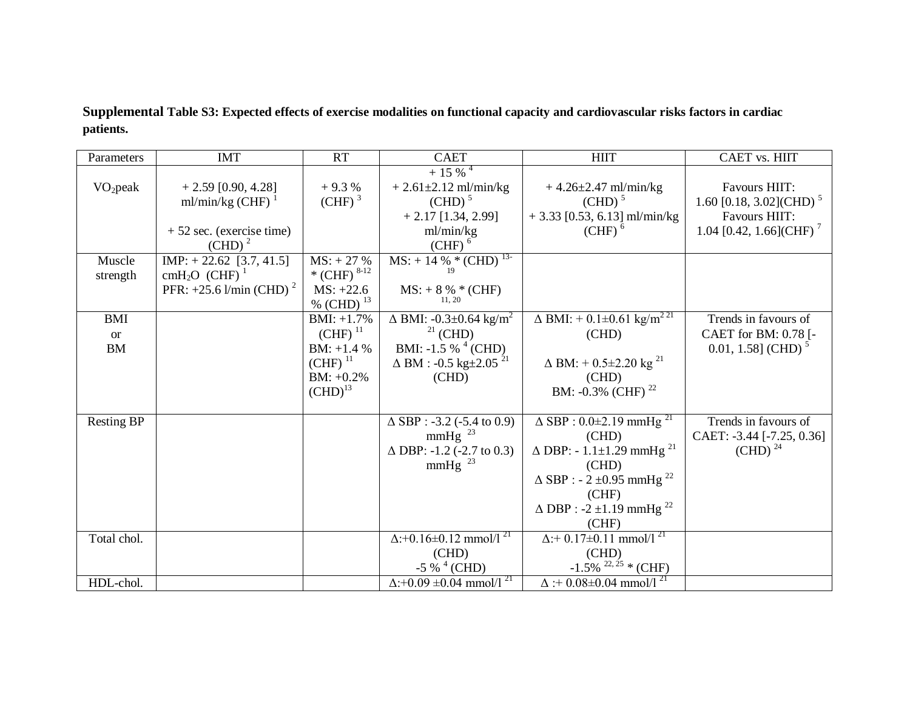**Supplemental Table S3: Expected effects of exercise modalities on functional capacity and cardiovascular risks factors in cardiac patients.**

| Parameters | IMT | RT | CAET | HIIT | CAET vs. HIIT |
|---|---|---|---|---|---|
| $VO_2$peak | + 2.59 [0.90, 4.28] ml/min/kg (CHF) [1]<br><br>+ 52 sec. (exercise time) (CHD) [2] | + 9.3 % (CHF) [3] | + 15 % [4]<br>+ 2.61±2.12 ml/min/kg (CHD) [5]<br>+ 2.17 [1.34, 2.99] ml/min/kg (CHF) [6] | + 4.26±2.47 ml/min/kg (CHD) [5]<br>+ 3.33 [0.53, 6.13] ml/min/kg (CHF) [6] | Favours HIIT: 1.60 [0.18, 3.02](CHD) [5]<br>Favours HIIT: 1.04 [0.42, 1.66](CHF) [7] |
| Muscle strength | IMP: + 22.62 [3.7, 41.5] $cmH_2O$ (CHF) [1]<br>PFR: +25.6 l/min (CHD) [2] | MS: + 27 % * (CHF) [8-12]<br>MS: +22.6 % (CHD) [13] | MS: + 14 % * (CHD) [13-19]<br><br>MS: + 8 % * (CHF) [11, 20] | | |
| BMI or BM | | BMI: +1.7% (CHF) [11]<br>BM: +1.4 % (CHF) [11]<br>BM: +0.2% (CHD)[13] | Δ BMI: -0.3±0.64 $kg/m^2$ [21] (CHD)<br>BMI: -1.5 % [4] (CHD)<br>Δ BM : -0.5 kg±2.05 [21] (CHD) | Δ BMI: + 0.1±0.61 $kg/m^2$ [21] (CHD)<br><br>Δ BM: + 0.5±2.20 kg [21] (CHD)<br>BM: -0.3% (CHF) [22] | Trends in favours of CAET for BM: 0.78 [-0.01, 1.58] (CHD) [5] |
| Resting BP | | | Δ SBP : -3.2 (-5.4 to 0.9) mmHg [23]<br>Δ DBP: -1.2 (-2.7 to 0.3) mmHg [23] | Δ SBP : 0.0±2.19 mmHg [21] (CHD)<br>Δ DBP: - 1.1±1.29 mmHg [21] (CHD)<br>Δ SBP : - 2 ±0.95 mmHg [22] (CHF)<br>Δ DBP : -2 ±1.19 mmHg [22] (CHF) | Trends in favours of CAET: -3.44 [-7.25, 0.36] (CHD) [24] |
| Total chol. | | | Δ:+0.16±0.12 mmol/l [21] (CHD)<br>-5 % [4] (CHD) | Δ:+ 0.17±0.11 mmol/l [21] (CHD)<br>-1.5% [22, 25] * (CHF) | |
| HDL-chol. | | | Δ:+0.09 ±0.04 mmol/l [21] | Δ :+ 0.08±0.04 mmol/l [21] | |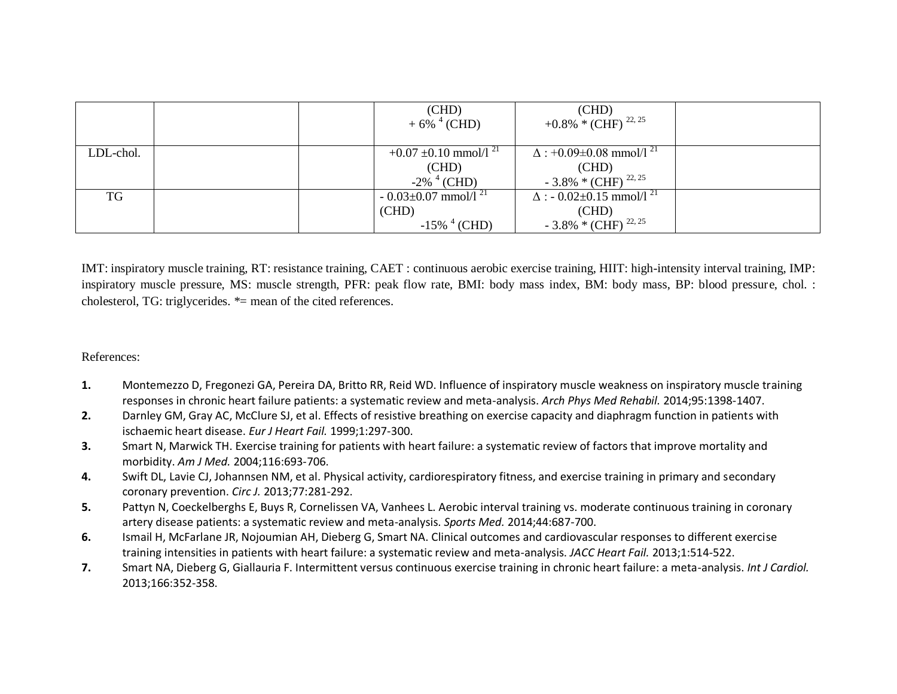| | | | | | |
|---|---|---|---|---|---|
| | | | (CHD)<br>+ 6% [4] (CHD) | (CHD)<br>+0.8% * (CHF) [22, 25] | |
| LDL-chol. | | | +0.07 ±0.10 mmol/l [21]<br>(CHD)<br>-2% [4] (CHD) | Δ : +0.09±0.08 mmol/l [21]<br>(CHD)<br>- 3.8% * (CHF) [22, 25] | |
| TG | | | - 0.03±0.07 mmol/l [21]<br>(CHD)<br>-15% [4] (CHD) | Δ : - 0.02±0.15 mmol/l [21]<br>(CHD)<br>- 3.8% * (CHF) [22, 25] | |

IMT: inspiratory muscle training, RT: resistance training, CAET : continuous aerobic exercise training, HIIT: high-intensity interval training, IMP: inspiratory muscle pressure, MS: muscle strength, PFR: peak flow rate, BMI: body mass index, BM: body mass, BP: blood pressure, chol. : cholesterol, TG: triglycerides. *= mean of the cited references.

References:

1. Montemezzo D, Fregonezi GA, Pereira DA, Britto RR, Reid WD. Influence of inspiratory muscle weakness on inspiratory muscle training responses in chronic heart failure patients: a systematic review and meta-analysis. *Arch Phys Med Rehabil.* 2014;95:1398-1407.
2. Darnley GM, Gray AC, McClure SJ, et al. Effects of resistive breathing on exercise capacity and diaphragm function in patients with ischaemic heart disease. *Eur J Heart Fail.* 1999;1:297-300.
3. Smart N, Marwick TH. Exercise training for patients with heart failure: a systematic review of factors that improve mortality and morbidity. *Am J Med.* 2004;116:693-706.
4. Swift DL, Lavie CJ, Johannsen NM, et al. Physical activity, cardiorespiratory fitness, and exercise training in primary and secondary coronary prevention. *Circ J.* 2013;77:281-292.
5. Pattyn N, Coeckelberghs E, Buys R, Cornelissen VA, Vanhees L. Aerobic interval training vs. moderate continuous training in coronary artery disease patients: a systematic review and meta-analysis. *Sports Med.* 2014;44:687-700.
6. Ismail H, McFarlane JR, Nojoumian AH, Dieberg G, Smart NA. Clinical outcomes and cardiovascular responses to different exercise training intensities in patients with heart failure: a systematic review and meta-analysis. *JACC Heart Fail.* 2013;1:514-522.
7. Smart NA, Dieberg G, Giallauria F. Intermittent versus continuous exercise training in chronic heart failure: a meta-analysis. *Int J Cardiol.* 2013;166:352-358.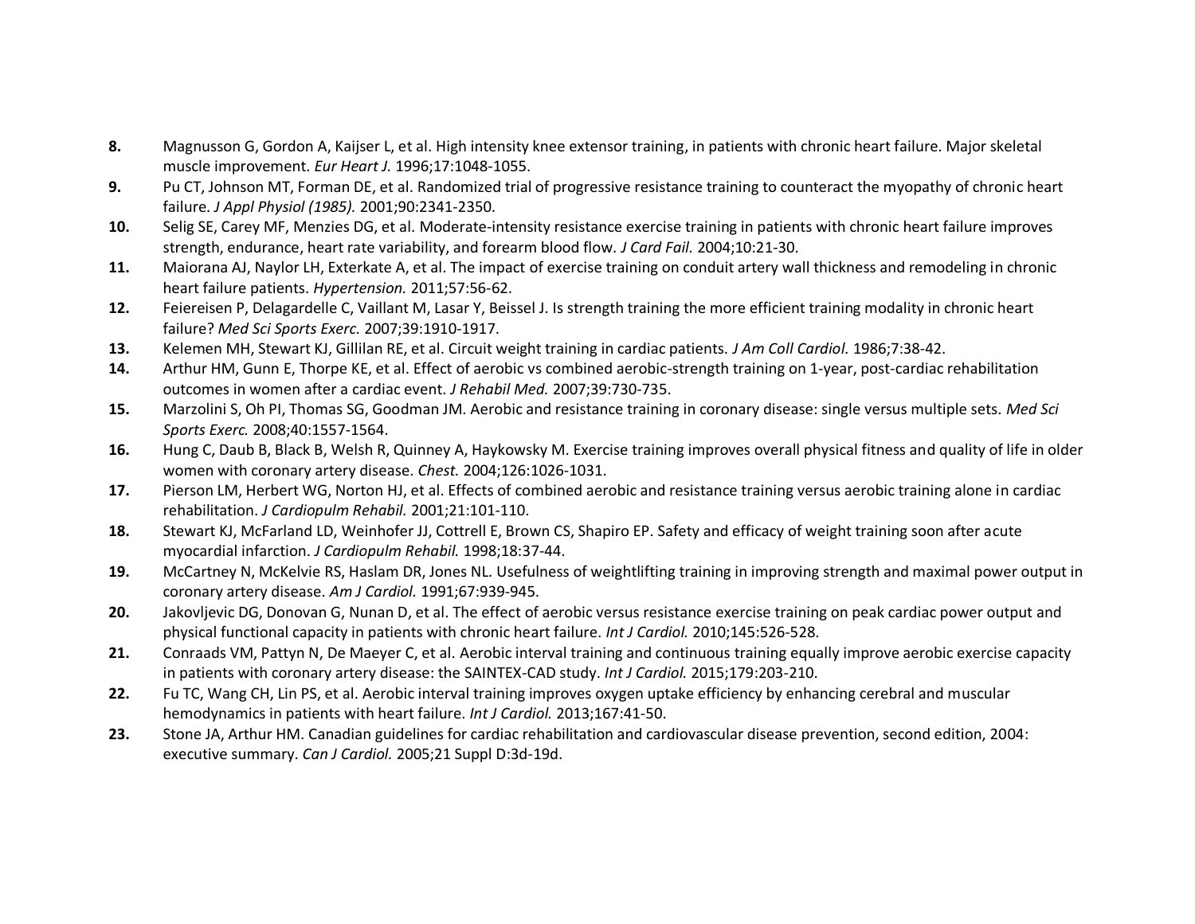8. Magnusson G, Gordon A, Kaijser L, et al. High intensity knee extensor training, in patients with chronic heart failure. Major skeletal muscle improvement. *Eur Heart J.* 1996;17:1048-1055.
9. Pu CT, Johnson MT, Forman DE, et al. Randomized trial of progressive resistance training to counteract the myopathy of chronic heart failure. *J Appl Physiol (1985).* 2001;90:2341-2350.
10. Selig SE, Carey MF, Menzies DG, et al. Moderate-intensity resistance exercise training in patients with chronic heart failure improves strength, endurance, heart rate variability, and forearm blood flow. *J Card Fail.* 2004;10:21-30.
11. Maiorana AJ, Naylor LH, Exterkate A, et al. The impact of exercise training on conduit artery wall thickness and remodeling in chronic heart failure patients. *Hypertension.* 2011;57:56-62.
12. Feiereisen P, Delagardelle C, Vaillant M, Lasar Y, Beissel J. Is strength training the more efficient training modality in chronic heart failure? *Med Sci Sports Exerc.* 2007;39:1910-1917.
13. Kelemen MH, Stewart KJ, Gillilan RE, et al. Circuit weight training in cardiac patients. *J Am Coll Cardiol.* 1986;7:38-42.
14. Arthur HM, Gunn E, Thorpe KE, et al. Effect of aerobic vs combined aerobic-strength training on 1-year, post-cardiac rehabilitation outcomes in women after a cardiac event. *J Rehabil Med.* 2007;39:730-735.
15. Marzolini S, Oh PI, Thomas SG, Goodman JM. Aerobic and resistance training in coronary disease: single versus multiple sets. *Med Sci Sports Exerc.* 2008;40:1557-1564.
16. Hung C, Daub B, Black B, Welsh R, Quinney A, Haykowsky M. Exercise training improves overall physical fitness and quality of life in older women with coronary artery disease. *Chest.* 2004;126:1026-1031.
17. Pierson LM, Herbert WG, Norton HJ, et al. Effects of combined aerobic and resistance training versus aerobic training alone in cardiac rehabilitation. *J Cardiopulm Rehabil.* 2001;21:101-110.
18. Stewart KJ, McFarland LD, Weinhofer JJ, Cottrell E, Brown CS, Shapiro EP. Safety and efficacy of weight training soon after acute myocardial infarction. *J Cardiopulm Rehabil.* 1998;18:37-44.
19. McCartney N, McKelvie RS, Haslam DR, Jones NL. Usefulness of weightlifting training in improving strength and maximal power output in coronary artery disease. *Am J Cardiol.* 1991;67:939-945.
20. Jakovljevic DG, Donovan G, Nunan D, et al. The effect of aerobic versus resistance exercise training on peak cardiac power output and physical functional capacity in patients with chronic heart failure. *Int J Cardiol.* 2010;145:526-528.
21. Conraads VM, Pattyn N, De Maeyer C, et al. Aerobic interval training and continuous training equally improve aerobic exercise capacity in patients with coronary artery disease: the SAINTEX-CAD study. *Int J Cardiol.* 2015;179:203-210.
22. Fu TC, Wang CH, Lin PS, et al. Aerobic interval training improves oxygen uptake efficiency by enhancing cerebral and muscular hemodynamics in patients with heart failure. *Int J Cardiol.* 2013;167:41-50.
23. Stone JA, Arthur HM. Canadian guidelines for cardiac rehabilitation and cardiovascular disease prevention, second edition, 2004: executive summary. *Can J Cardiol.* 2005;21 Suppl D:3d-19d.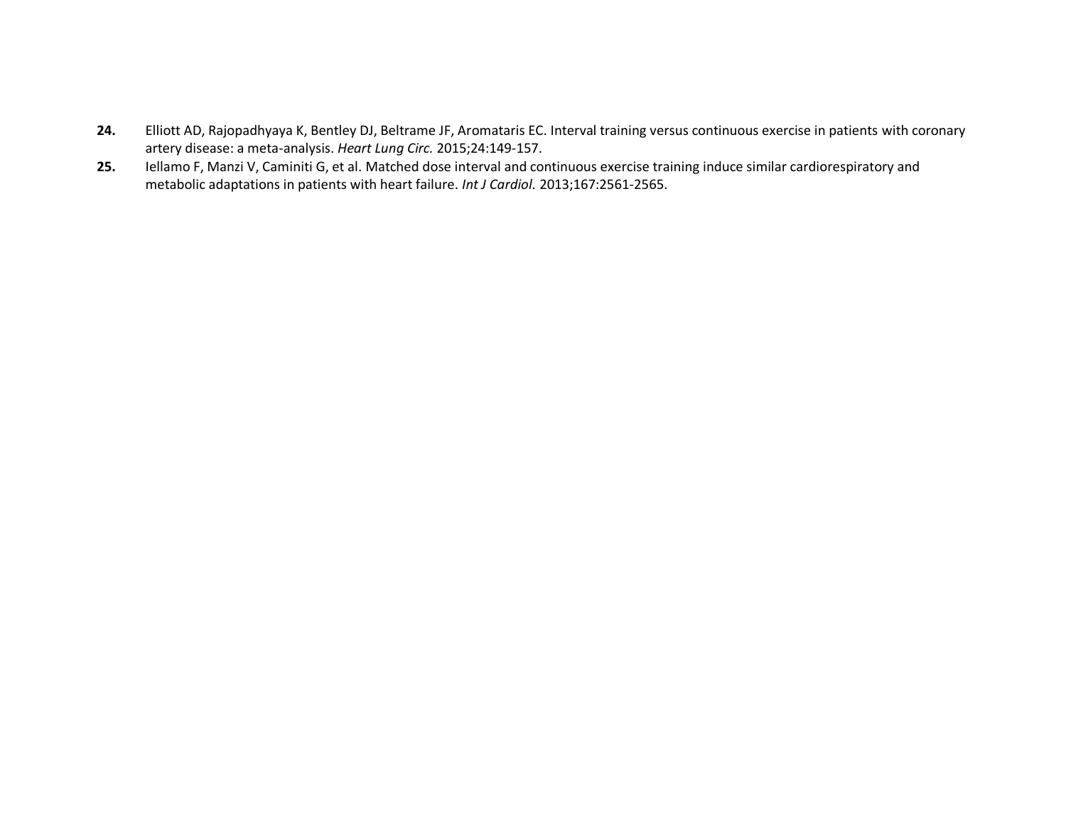**24.** Elliott AD, Rajopadhyaya K, Bentley DJ, Beltrame JF, Aromataris EC. Interval training versus continuous exercise in patients with coronary artery disease: a meta-analysis. *Heart Lung Circ.* 2015;24:149-157.

**25.** Iellamo F, Manzi V, Caminiti G, et al. Matched dose interval and continuous exercise training induce similar cardiorespiratory and metabolic adaptations in patients with heart failure. *Int J Cardiol.* 2013;167:2561-2565.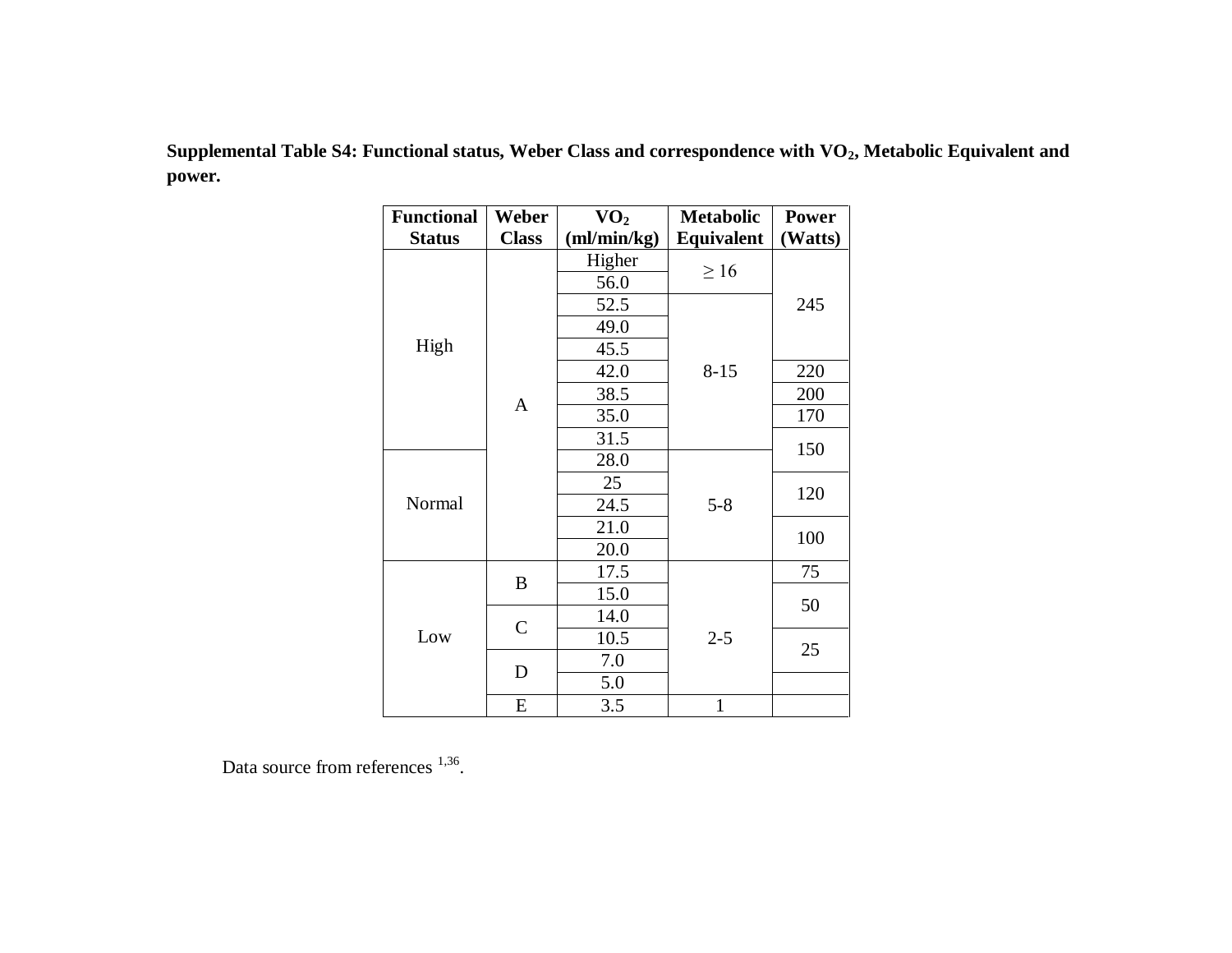**Supplemental Table S4: Functional status, Weber Class and correspondence with $VO_2$, Metabolic Equivalent and power.**

| Functional Status | Weber Class | $VO_2$ (ml/min/kg) | Metabolic Equivalent | Power (Watts) |
|---|---|---|---|---|
| High | A | Higher | ≥ 16 | 245 |
| | | 56.0 | | |
| | | 52.5 | 8-15 | |
| | | 49.0 | | |
| | | 45.5 | | |
| | | 42.0 | | 220 |
| | | 38.5 | | 200 |
| | | 35.0 | | 170 |
| | | 31.5 | | 150 |
| Normal | | 28.0 | 5-8 | |
| | | 25 | | 120 |
| | | 24.5 | | |
| | | 21.0 | | 100 |
| | | 20.0 | | |
| Low | B | 17.5 | 2-5 | 75 |
| | | 15.0 | | 50 |
| | C | 14.0 | | |
| | | 10.5 | | 25 |
| | D | 7.0 | | |
| | | 5.0 | | |
| | E | 3.5 | 1 | |

Data source from references [1,36].